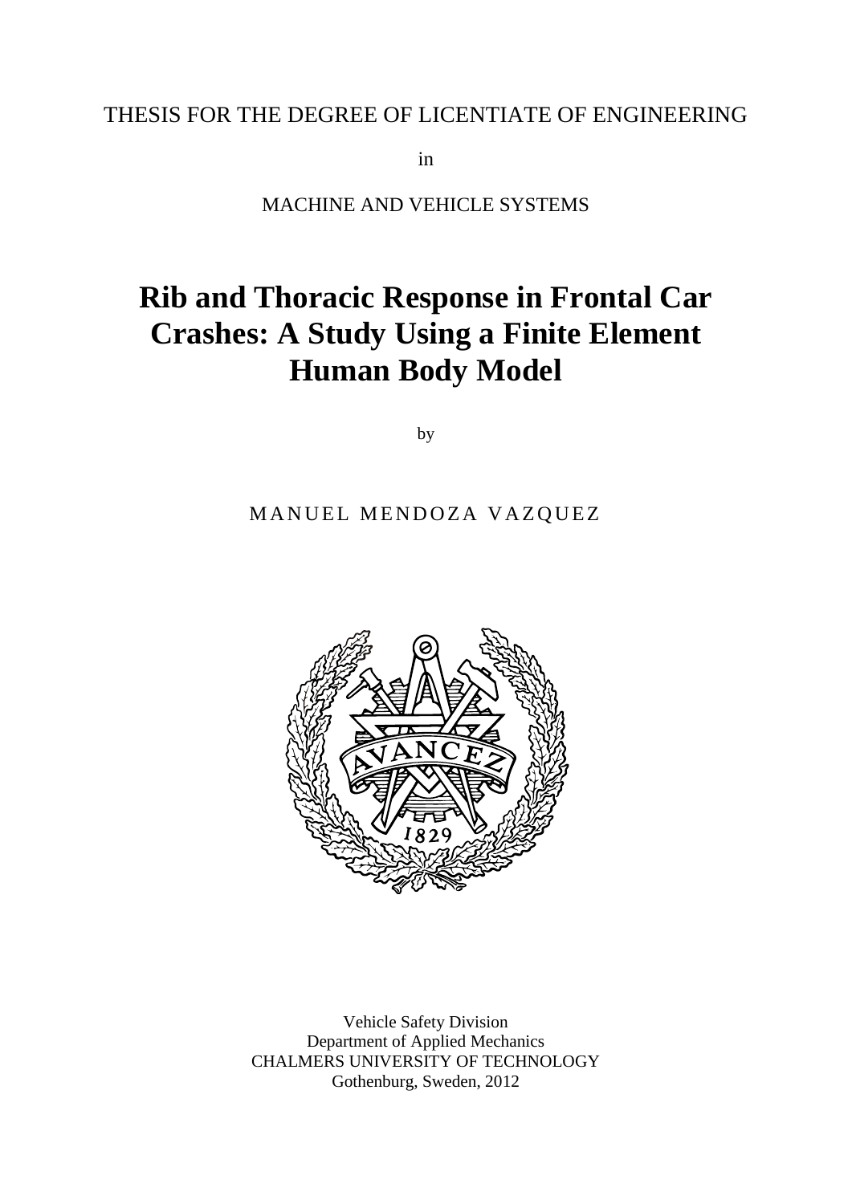THESIS FOR THE DEGREE OF LICENTIATE OF ENGINEERING

in

MACHINE AND VEHICLE SYSTEMS

# Rib and Thoracic Response in Frontal Car Crashes: A Study Using a Finite Element Human Body Model

by

MANUEL MENDOZA VAZQUEZ

Vehicle Safety Division
Department of Applied Mechanics
CHALMERS UNIVERSITY OF TECHNOLOGY
Gothenburg, Sweden, 2012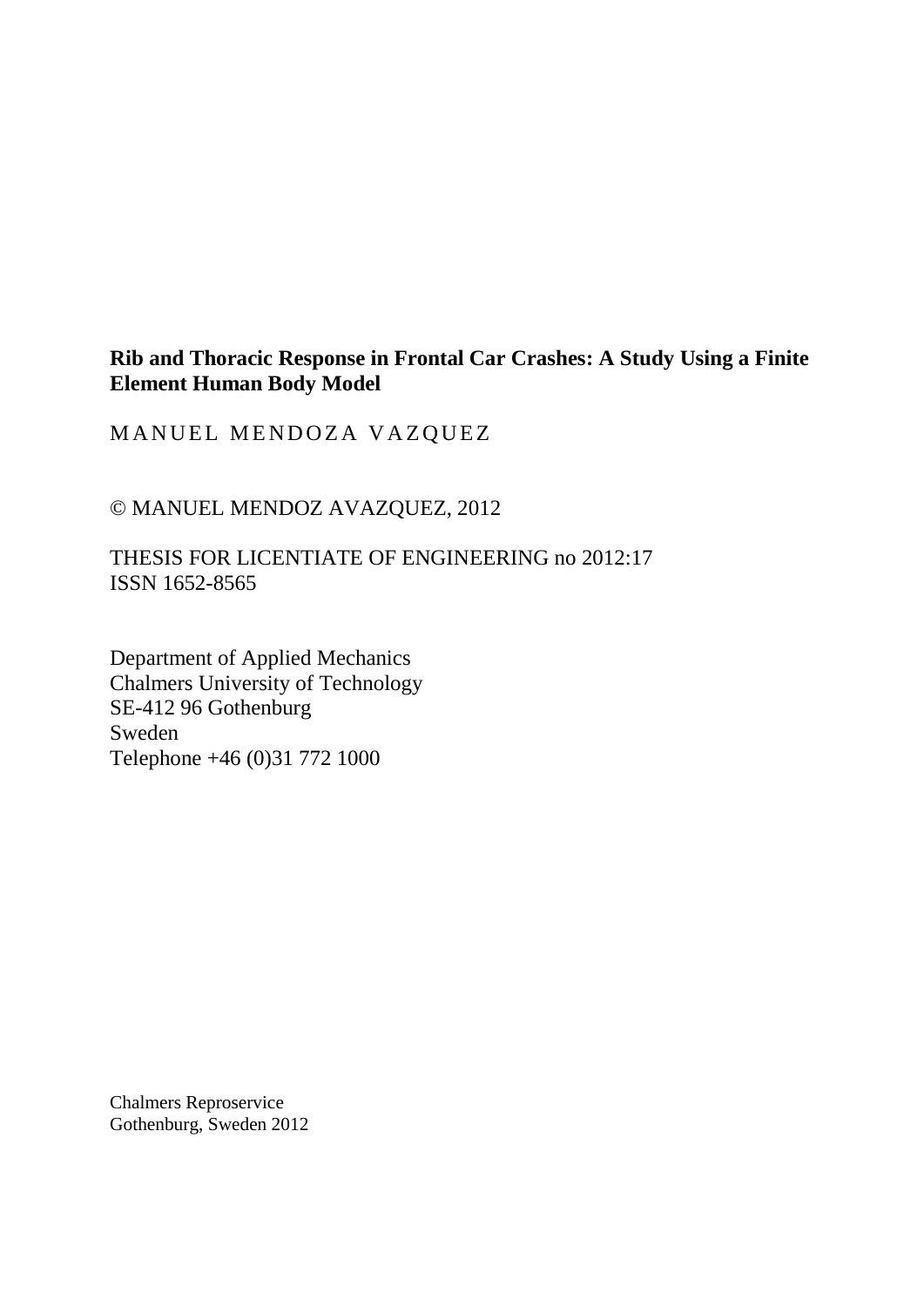**Rib and Thoracic Response in Frontal Car Crashes: A Study Using a Finite Element Human Body Model**

MANUEL MENDOZA VAZQUEZ

© MANUEL MENDOZ AVAZQUEZ, 2012

THESIS FOR LICENTIATE OF ENGINEERING no 2012:17
ISSN 1652-8565

Department of Applied Mechanics
Chalmers University of Technology
SE-412 96 Gothenburg
Sweden
Telephone +46 (0)31 772 1000

Chalmers Reproservice
Gothenburg, Sweden 2012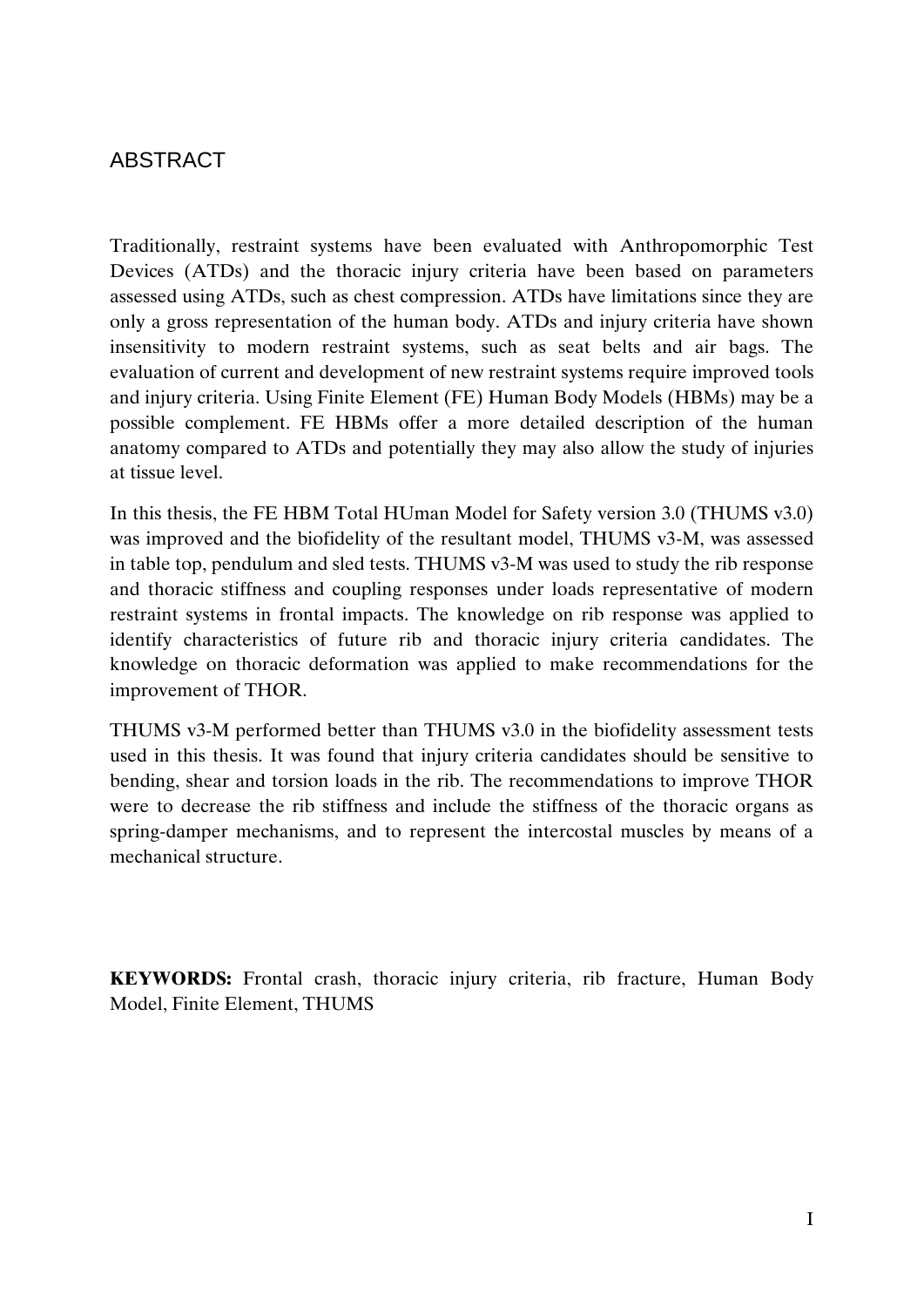# ABSTRACT

Traditionally, restraint systems have been evaluated with Anthropomorphic Test Devices (ATDs) and the thoracic injury criteria have been based on parameters assessed using ATDs, such as chest compression. ATDs have limitations since they are only a gross representation of the human body. ATDs and injury criteria have shown insensitivity to modern restraint systems, such as seat belts and air bags. The evaluation of current and development of new restraint systems require improved tools and injury criteria. Using Finite Element (FE) Human Body Models (HBMs) may be a possible complement. FE HBMs offer a more detailed description of the human anatomy compared to ATDs and potentially they may also allow the study of injuries at tissue level.

In this thesis, the FE HBM Total HUman Model for Safety version 3.0 (THUMS v3.0) was improved and the biofidelity of the resultant model, THUMS v3-M, was assessed in table top, pendulum and sled tests. THUMS v3-M was used to study the rib response and thoracic stiffness and coupling responses under loads representative of modern restraint systems in frontal impacts. The knowledge on rib response was applied to identify characteristics of future rib and thoracic injury criteria candidates. The knowledge on thoracic deformation was applied to make recommendations for the improvement of THOR.

THUMS v3-M performed better than THUMS v3.0 in the biofidelity assessment tests used in this thesis. It was found that injury criteria candidates should be sensitive to bending, shear and torsion loads in the rib. The recommendations to improve THOR were to decrease the rib stiffness and include the stiffness of the thoracic organs as spring-damper mechanisms, and to represent the intercostal muscles by means of a mechanical structure.

**KEYWORDS:** Frontal crash, thoracic injury criteria, rib fracture, Human Body Model, Finite Element, THUMS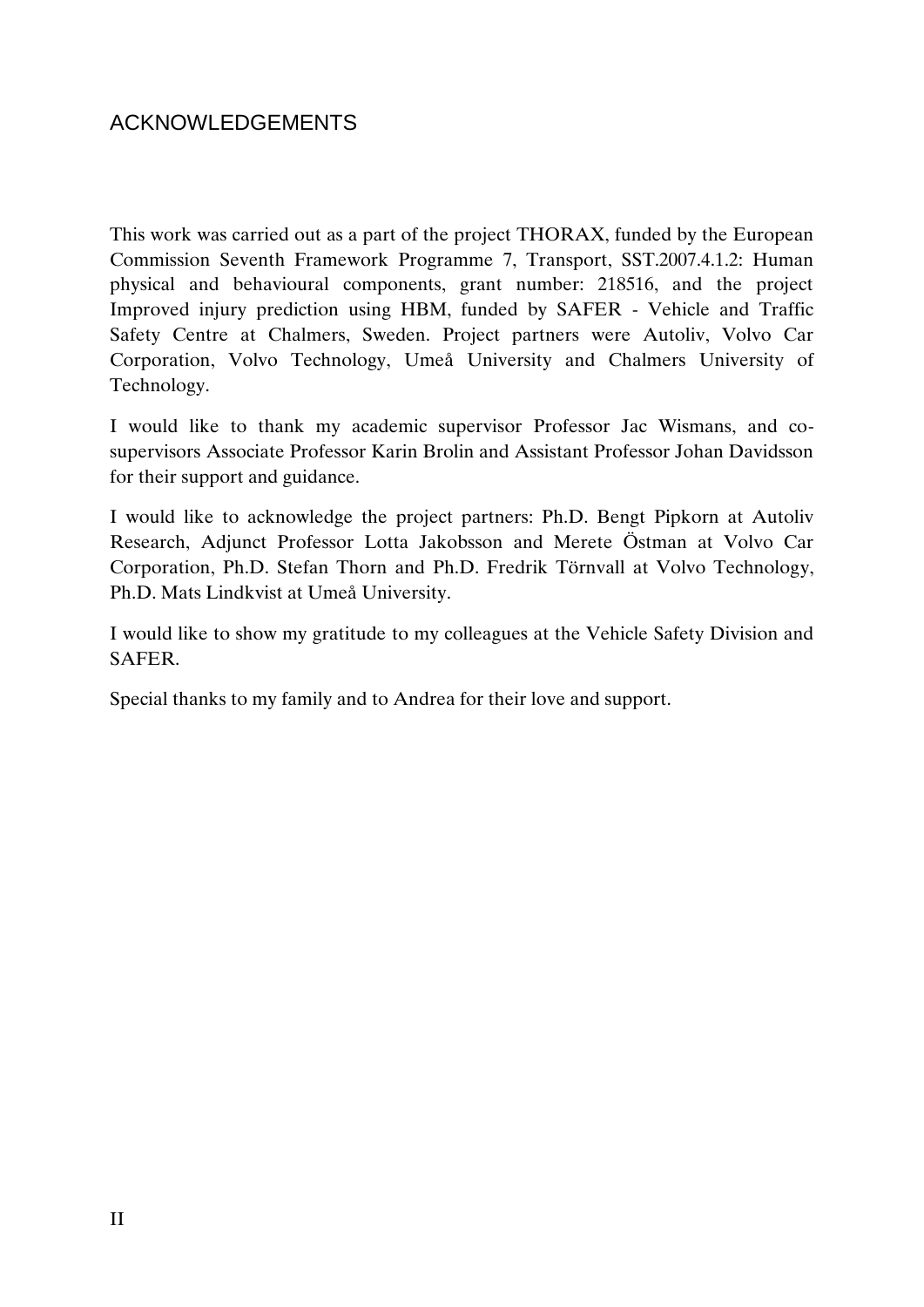# ACKNOWLEDGEMENTS

This work was carried out as a part of the project THORAX, funded by the European Commission Seventh Framework Programme 7, Transport, SST.2007.4.1.2: Human physical and behavioural components, grant number: 218516, and the project Improved injury prediction using HBM, funded by SAFER - Vehicle and Traffic Safety Centre at Chalmers, Sweden. Project partners were Autoliv, Volvo Car Corporation, Volvo Technology, Umeå University and Chalmers University of Technology.

I would like to thank my academic supervisor Professor Jac Wismans, and co-supervisors Associate Professor Karin Brolin and Assistant Professor Johan Davidsson for their support and guidance.

I would like to acknowledge the project partners: Ph.D. Bengt Pipkorn at Autoliv Research, Adjunct Professor Lotta Jakobsson and Merete Östman at Volvo Car Corporation, Ph.D. Stefan Thorn and Ph.D. Fredrik Törnvall at Volvo Technology, Ph.D. Mats Lindkvist at Umeå University.

I would like to show my gratitude to my colleagues at the Vehicle Safety Division and SAFER.

Special thanks to my family and to Andrea for their love and support.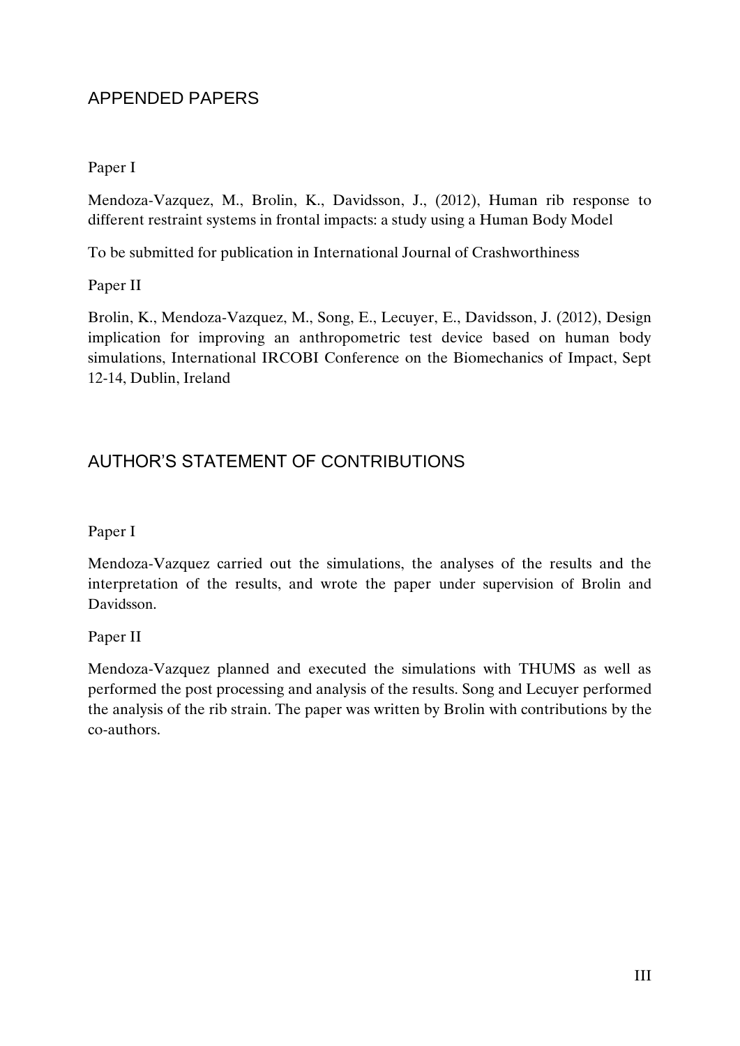## APPENDED PAPERS

Paper I

Mendoza-Vazquez, M., Brolin, K., Davidsson, J., (2012), Human rib response to different restraint systems in frontal impacts: a study using a Human Body Model

To be submitted for publication in International Journal of Crashworthiness

Paper II

Brolin, K., Mendoza-Vazquez, M., Song, E., Lecuyer, E., Davidsson, J. (2012), Design implication for improving an anthropometric test device based on human body simulations, International IRCOBI Conference on the Biomechanics of Impact, Sept 12-14, Dublin, Ireland

## AUTHOR'S STATEMENT OF CONTRIBUTIONS

Paper I

Mendoza-Vazquez carried out the simulations, the analyses of the results and the interpretation of the results, and wrote the paper under supervision of Brolin and Davidsson.

Paper II

Mendoza-Vazquez planned and executed the simulations with THUMS as well as performed the post processing and analysis of the results. Song and Lecuyer performed the analysis of the rib strain. The paper was written by Brolin with contributions by the co-authors.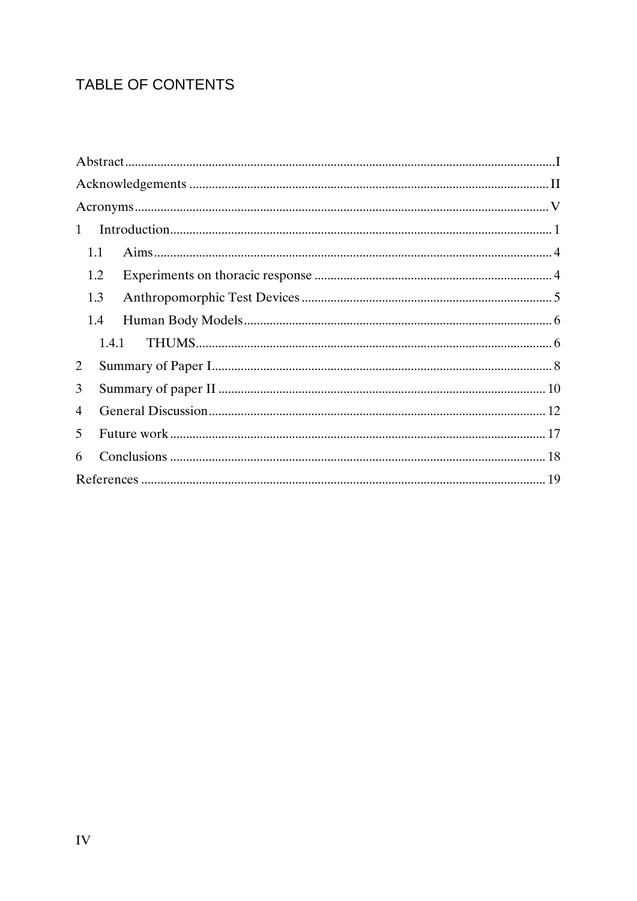# TABLE OF CONTENTS

Abstract ....................................................................................................................... I

Acknowledgements ..................................................................................................... II

Acronyms ...................................................................................................................... V

1 Introduction ................................................................................................................ 1

 1.1 Aims ....................................................................................................................... 4

 1.2 Experiments on thoracic response ...................................................................... 4

 1.3 Anthropomorphic Test Devices ............................................................................. 5

 1.4 Human Body Models .............................................................................................. 6

  1.4.1 THUMS ................................................................................................................ 6

2 Summary of Paper I ...................................................................................................... 8

3 Summary of paper II .................................................................................................... 10

4 General Discussion ....................................................................................................... 12

5 Future work .................................................................................................................. 17

6 Conclusions .................................................................................................................. 18

References ....................................................................................................................... 19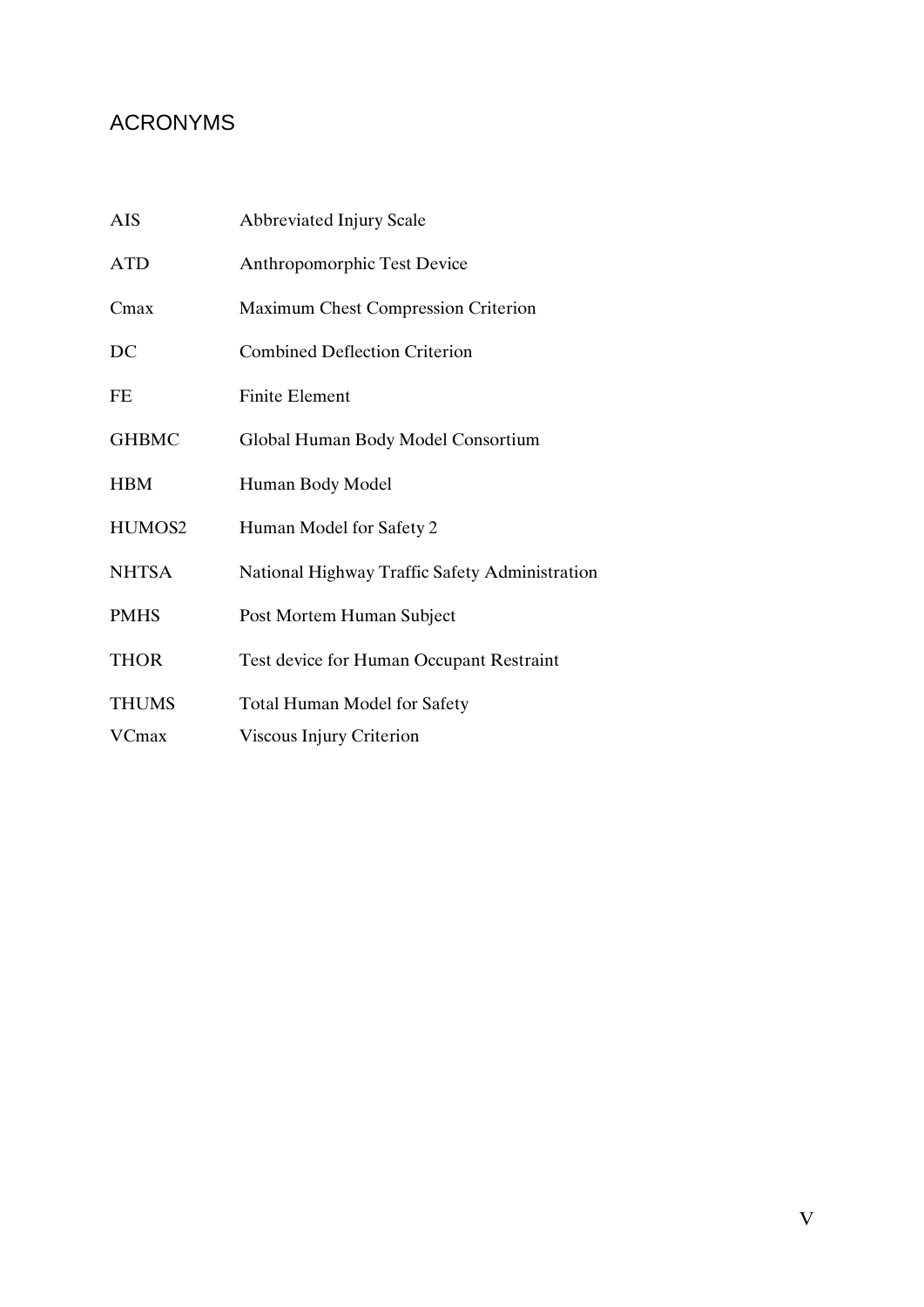# ACRONYMS

| | |
|---|---|
| AIS | Abbreviated Injury Scale |
| ATD | Anthropomorphic Test Device |
| Cmax | Maximum Chest Compression Criterion |
| DC | Combined Deflection Criterion |
| FE | Finite Element |
| GHBMC | Global Human Body Model Consortium |
| HBM | Human Body Model |
| HUMOS2 | Human Model for Safety 2 |
| NHTSA | National Highway Traffic Safety Administration |
| PMHS | Post Mortem Human Subject |
| THOR | Test device for Human Occupant Restraint |
| THUMS | Total Human Model for Safety |
| VCmax | Viscous Injury Criterion |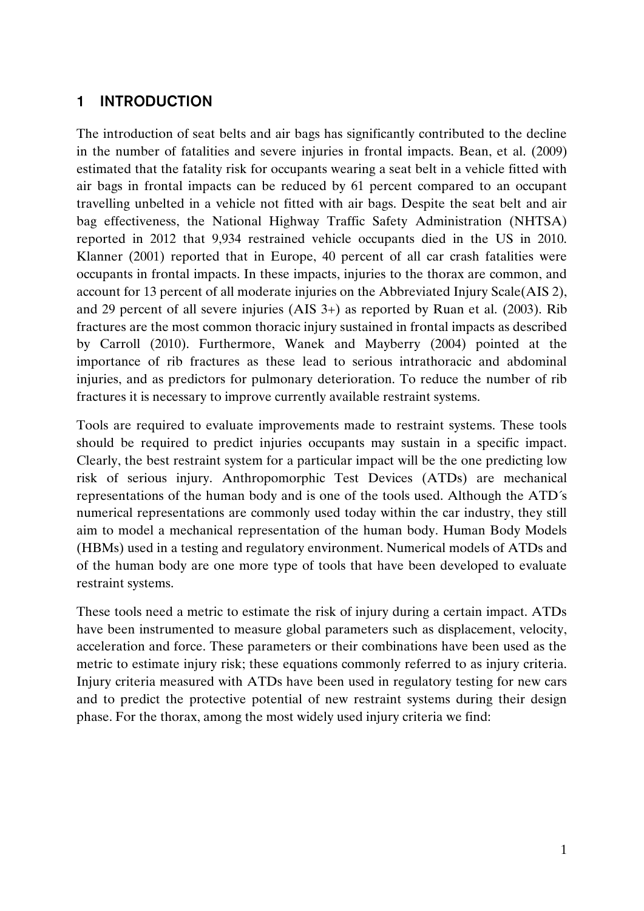# 1 INTRODUCTION

The introduction of seat belts and air bags has significantly contributed to the decline in the number of fatalities and severe injuries in frontal impacts. Bean, et al. (2009) estimated that the fatality risk for occupants wearing a seat belt in a vehicle fitted with air bags in frontal impacts can be reduced by 61 percent compared to an occupant travelling unbelted in a vehicle not fitted with air bags. Despite the seat belt and air bag effectiveness, the National Highway Traffic Safety Administration (NHTSA) reported in 2012 that 9,934 restrained vehicle occupants died in the US in 2010. Klanner (2001) reported that in Europe, 40 percent of all car crash fatalities were occupants in frontal impacts. In these impacts, injuries to the thorax are common, and account for 13 percent of all moderate injuries on the Abbreviated Injury Scale(AIS 2), and 29 percent of all severe injuries (AIS 3+) as reported by Ruan et al. (2003). Rib fractures are the most common thoracic injury sustained in frontal impacts as described by Carroll (2010). Furthermore, Wanek and Mayberry (2004) pointed at the importance of rib fractures as these lead to serious intrathoracic and abdominal injuries, and as predictors for pulmonary deterioration. To reduce the number of rib fractures it is necessary to improve currently available restraint systems.

Tools are required to evaluate improvements made to restraint systems. These tools should be required to predict injuries occupants may sustain in a specific impact. Clearly, the best restraint system for a particular impact will be the one predicting low risk of serious injury. Anthropomorphic Test Devices (ATDs) are mechanical representations of the human body and is one of the tools used. Although the ATD´s numerical representations are commonly used today within the car industry, they still aim to model a mechanical representation of the human body. Human Body Models (HBMs) used in a testing and regulatory environment. Numerical models of ATDs and of the human body are one more type of tools that have been developed to evaluate restraint systems.

These tools need a metric to estimate the risk of injury during a certain impact. ATDs have been instrumented to measure global parameters such as displacement, velocity, acceleration and force. These parameters or their combinations have been used as the metric to estimate injury risk; these equations commonly referred to as injury criteria. Injury criteria measured with ATDs have been used in regulatory testing for new cars and to predict the protective potential of new restraint systems during their design phase. For the thorax, among the most widely used injury criteria we find: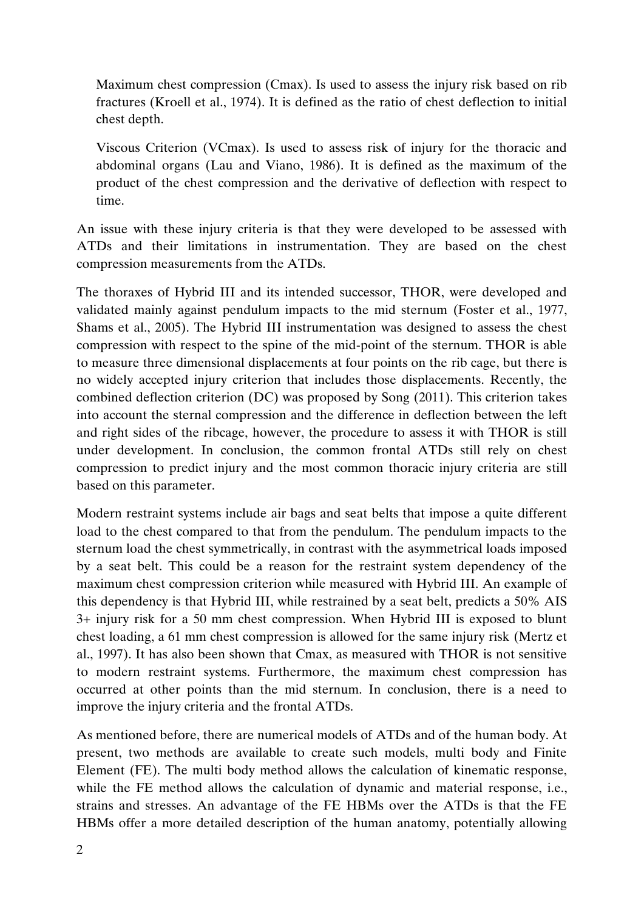Maximum chest compression (Cmax). Is used to assess the injury risk based on rib fractures (Kroell et al., 1974). It is defined as the ratio of chest deflection to initial chest depth.

Viscous Criterion (VCmax). Is used to assess risk of injury for the thoracic and abdominal organs (Lau and Viano, 1986). It is defined as the maximum of the product of the chest compression and the derivative of deflection with respect to time.

An issue with these injury criteria is that they were developed to be assessed with ATDs and their limitations in instrumentation. They are based on the chest compression measurements from the ATDs.

The thoraxes of Hybrid III and its intended successor, THOR, were developed and validated mainly against pendulum impacts to the mid sternum (Foster et al., 1977, Shams et al., 2005). The Hybrid III instrumentation was designed to assess the chest compression with respect to the spine of the mid-point of the sternum. THOR is able to measure three dimensional displacements at four points on the rib cage, but there is no widely accepted injury criterion that includes those displacements. Recently, the combined deflection criterion (DC) was proposed by Song (2011). This criterion takes into account the sternal compression and the difference in deflection between the left and right sides of the ribcage, however, the procedure to assess it with THOR is still under development. In conclusion, the common frontal ATDs still rely on chest compression to predict injury and the most common thoracic injury criteria are still based on this parameter.

Modern restraint systems include air bags and seat belts that impose a quite different load to the chest compared to that from the pendulum. The pendulum impacts to the sternum load the chest symmetrically, in contrast with the asymmetrical loads imposed by a seat belt. This could be a reason for the restraint system dependency of the maximum chest compression criterion while measured with Hybrid III. An example of this dependency is that Hybrid III, while restrained by a seat belt, predicts a 50% AIS 3+ injury risk for a 50 mm chest compression. When Hybrid III is exposed to blunt chest loading, a 61 mm chest compression is allowed for the same injury risk (Mertz et al., 1997). It has also been shown that Cmax, as measured with THOR is not sensitive to modern restraint systems. Furthermore, the maximum chest compression has occurred at other points than the mid sternum. In conclusion, there is a need to improve the injury criteria and the frontal ATDs.

As mentioned before, there are numerical models of ATDs and of the human body. At present, two methods are available to create such models, multi body and Finite Element (FE). The multi body method allows the calculation of kinematic response, while the FE method allows the calculation of dynamic and material response, i.e., strains and stresses. An advantage of the FE HBMs over the ATDs is that the FE HBMs offer a more detailed description of the human anatomy, potentially allowing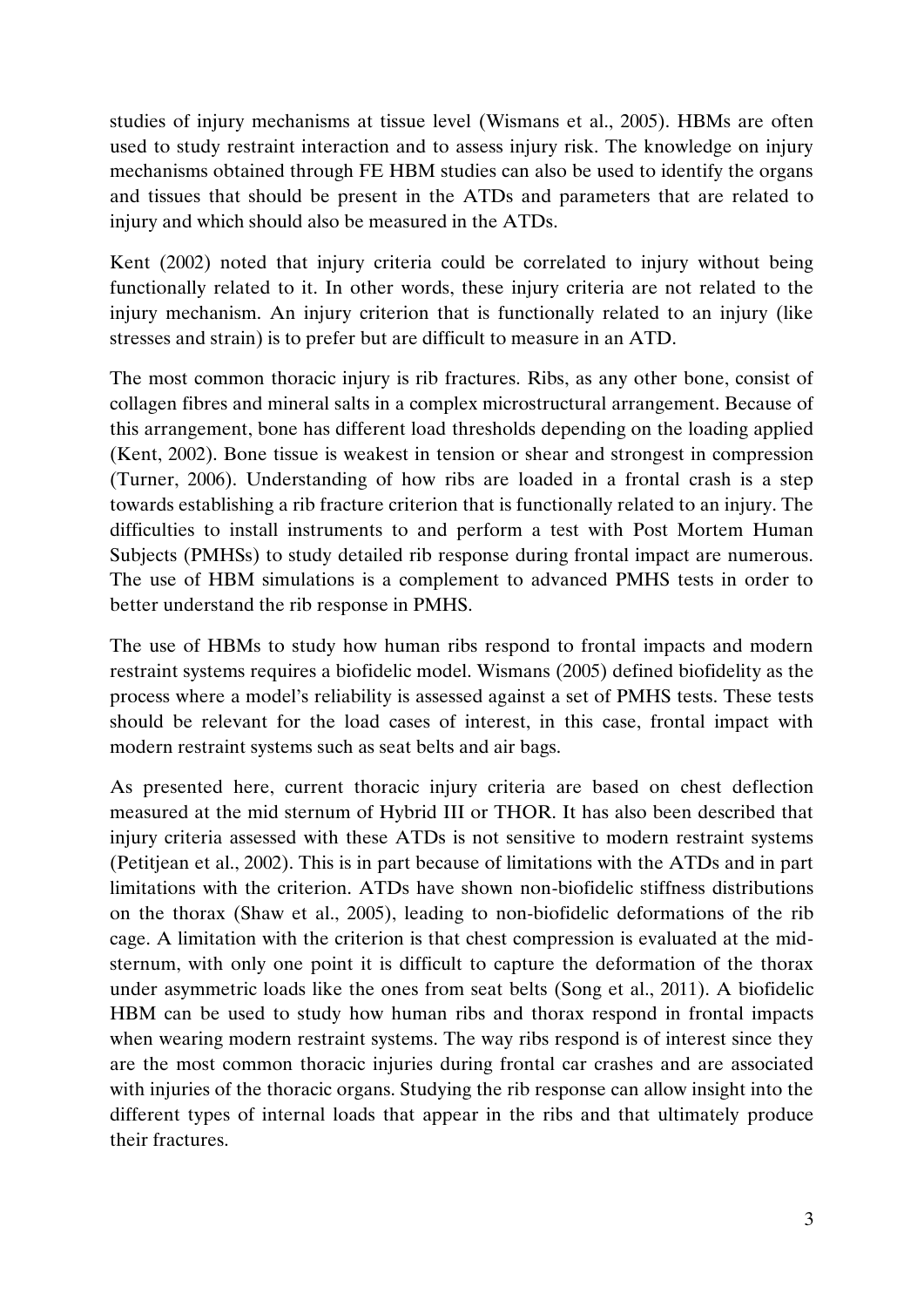studies of injury mechanisms at tissue level (Wismans et al., 2005). HBMs are often used to study restraint interaction and to assess injury risk. The knowledge on injury mechanisms obtained through FE HBM studies can also be used to identify the organs and tissues that should be present in the ATDs and parameters that are related to injury and which should also be measured in the ATDs.

Kent (2002) noted that injury criteria could be correlated to injury without being functionally related to it. In other words, these injury criteria are not related to the injury mechanism. An injury criterion that is functionally related to an injury (like stresses and strain) is to prefer but are difficult to measure in an ATD.

The most common thoracic injury is rib fractures. Ribs, as any other bone, consist of collagen fibres and mineral salts in a complex microstructural arrangement. Because of this arrangement, bone has different load thresholds depending on the loading applied (Kent, 2002). Bone tissue is weakest in tension or shear and strongest in compression (Turner, 2006). Understanding of how ribs are loaded in a frontal crash is a step towards establishing a rib fracture criterion that is functionally related to an injury. The difficulties to install instruments to and perform a test with Post Mortem Human Subjects (PMHSs) to study detailed rib response during frontal impact are numerous. The use of HBM simulations is a complement to advanced PMHS tests in order to better understand the rib response in PMHS.

The use of HBMs to study how human ribs respond to frontal impacts and modern restraint systems requires a biofidelic model. Wismans (2005) defined biofidelity as the process where a model's reliability is assessed against a set of PMHS tests. These tests should be relevant for the load cases of interest, in this case, frontal impact with modern restraint systems such as seat belts and air bags.

As presented here, current thoracic injury criteria are based on chest deflection measured at the mid sternum of Hybrid III or THOR. It has also been described that injury criteria assessed with these ATDs is not sensitive to modern restraint systems (Petitjean et al., 2002). This is in part because of limitations with the ATDs and in part limitations with the criterion. ATDs have shown non-biofidelic stiffness distributions on the thorax (Shaw et al., 2005), leading to non-biofidelic deformations of the rib cage. A limitation with the criterion is that chest compression is evaluated at the mid-sternum, with only one point it is difficult to capture the deformation of the thorax under asymmetric loads like the ones from seat belts (Song et al., 2011). A biofidelic HBM can be used to study how human ribs and thorax respond in frontal impacts when wearing modern restraint systems. The way ribs respond is of interest since they are the most common thoracic injuries during frontal car crashes and are associated with injuries of the thoracic organs. Studying the rib response can allow insight into the different types of internal loads that appear in the ribs and that ultimately produce their fractures.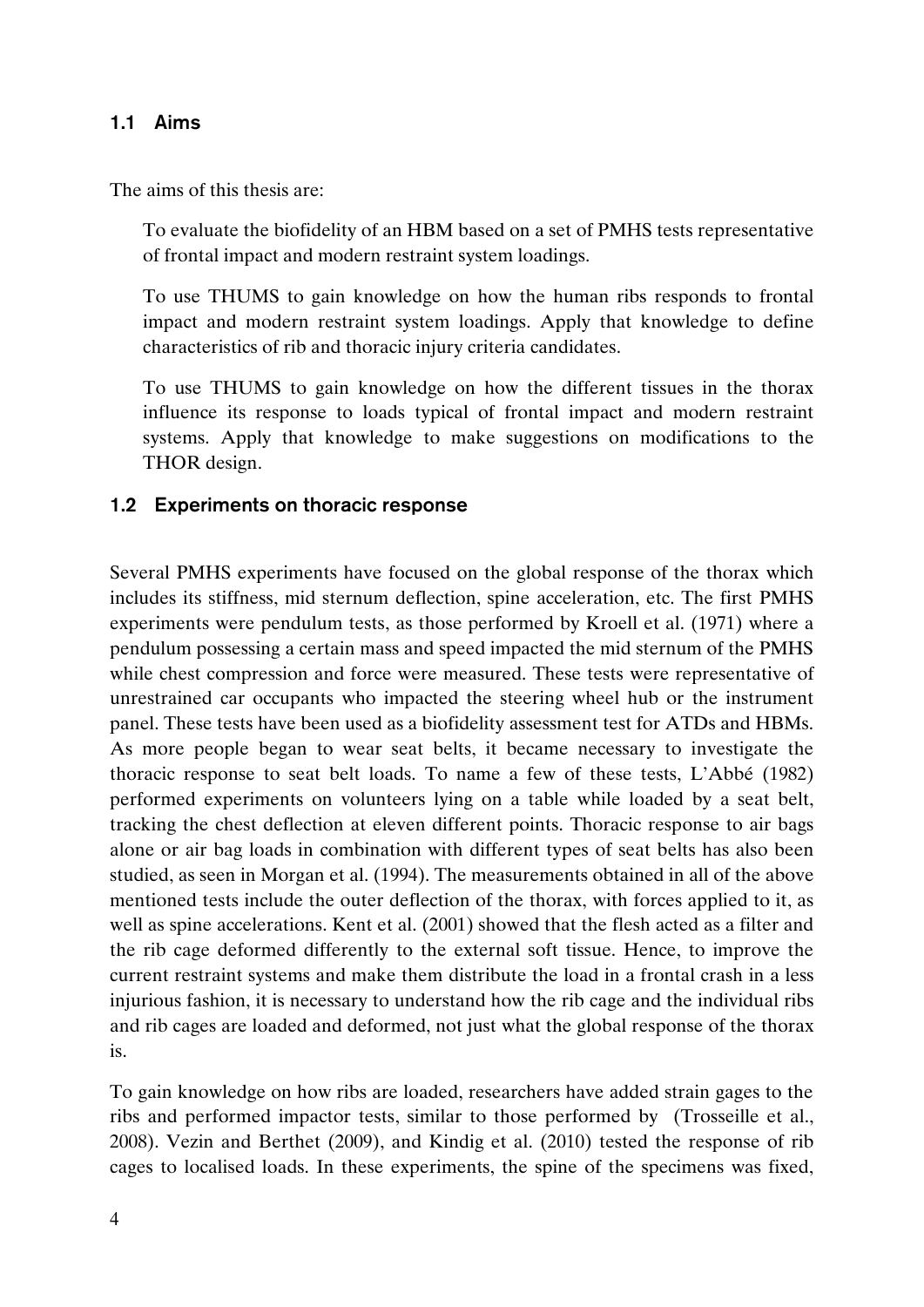## 1.1 Aims

The aims of this thesis are:

To evaluate the biofidelity of an HBM based on a set of PMHS tests representative of frontal impact and modern restraint system loadings.

To use THUMS to gain knowledge on how the human ribs responds to frontal impact and modern restraint system loadings. Apply that knowledge to define characteristics of rib and thoracic injury criteria candidates.

To use THUMS to gain knowledge on how the different tissues in the thorax influence its response to loads typical of frontal impact and modern restraint systems. Apply that knowledge to make suggestions on modifications to the THOR design.

## 1.2 Experiments on thoracic response

Several PMHS experiments have focused on the global response of the thorax which includes its stiffness, mid sternum deflection, spine acceleration, etc. The first PMHS experiments were pendulum tests, as those performed by Kroell et al. (1971) where a pendulum possessing a certain mass and speed impacted the mid sternum of the PMHS while chest compression and force were measured. These tests were representative of unrestrained car occupants who impacted the steering wheel hub or the instrument panel. These tests have been used as a biofidelity assessment test for ATDs and HBMs. As more people began to wear seat belts, it became necessary to investigate the thoracic response to seat belt loads. To name a few of these tests, L'Abbé (1982) performed experiments on volunteers lying on a table while loaded by a seat belt, tracking the chest deflection at eleven different points. Thoracic response to air bags alone or air bag loads in combination with different types of seat belts has also been studied, as seen in Morgan et al. (1994). The measurements obtained in all of the above mentioned tests include the outer deflection of the thorax, with forces applied to it, as well as spine accelerations. Kent et al. (2001) showed that the flesh acted as a filter and the rib cage deformed differently to the external soft tissue. Hence, to improve the current restraint systems and make them distribute the load in a frontal crash in a less injurious fashion, it is necessary to understand how the rib cage and the individual ribs and rib cages are loaded and deformed, not just what the global response of the thorax is.

To gain knowledge on how ribs are loaded, researchers have added strain gages to the ribs and performed impactor tests, similar to those performed by (Trosseille et al., 2008). Vezin and Berthet (2009), and Kindig et al. (2010) tested the response of rib cages to localised loads. In these experiments, the spine of the specimens was fixed,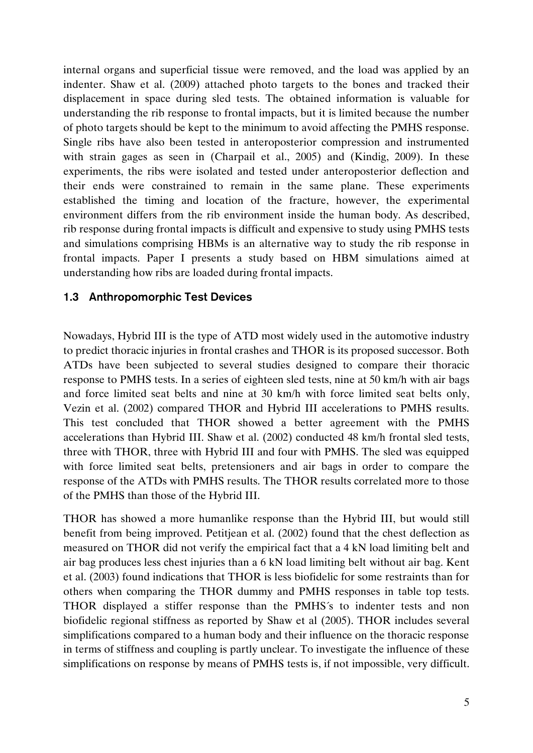internal organs and superficial tissue were removed, and the load was applied by an indenter. Shaw et al. (2009) attached photo targets to the bones and tracked their displacement in space during sled tests. The obtained information is valuable for understanding the rib response to frontal impacts, but it is limited because the number of photo targets should be kept to the minimum to avoid affecting the PMHS response. Single ribs have also been tested in anteroposterior compression and instrumented with strain gages as seen in (Charpail et al., 2005) and (Kindig, 2009). In these experiments, the ribs were isolated and tested under anteroposterior deflection and their ends were constrained to remain in the same plane. These experiments established the timing and location of the fracture, however, the experimental environment differs from the rib environment inside the human body. As described, rib response during frontal impacts is difficult and expensive to study using PMHS tests and simulations comprising HBMs is an alternative way to study the rib response in frontal impacts. Paper I presents a study based on HBM simulations aimed at understanding how ribs are loaded during frontal impacts.

## 1.3 Anthropomorphic Test Devices

Nowadays, Hybrid III is the type of ATD most widely used in the automotive industry to predict thoracic injuries in frontal crashes and THOR is its proposed successor. Both ATDs have been subjected to several studies designed to compare their thoracic response to PMHS tests. In a series of eighteen sled tests, nine at 50 km/h with air bags and force limited seat belts and nine at 30 km/h with force limited seat belts only, Vezin et al. (2002) compared THOR and Hybrid III accelerations to PMHS results. This test concluded that THOR showed a better agreement with the PMHS accelerations than Hybrid III. Shaw et al. (2002) conducted 48 km/h frontal sled tests, three with THOR, three with Hybrid III and four with PMHS. The sled was equipped with force limited seat belts, pretensioners and air bags in order to compare the response of the ATDs with PMHS results. The THOR results correlated more to those of the PMHS than those of the Hybrid III.

THOR has showed a more humanlike response than the Hybrid III, but would still benefit from being improved. Petitjean et al. (2002) found that the chest deflection as measured on THOR did not verify the empirical fact that a 4 kN load limiting belt and air bag produces less chest injuries than a 6 kN load limiting belt without air bag. Kent et al. (2003) found indications that THOR is less biofidelic for some restraints than for others when comparing the THOR dummy and PMHS responses in table top tests. THOR displayed a stiffer response than the PMHS´s to indenter tests and non biofidelic regional stiffness as reported by Shaw et al (2005). THOR includes several simplifications compared to a human body and their influence on the thoracic response in terms of stiffness and coupling is partly unclear. To investigate the influence of these simplifications on response by means of PMHS tests is, if not impossible, very difficult.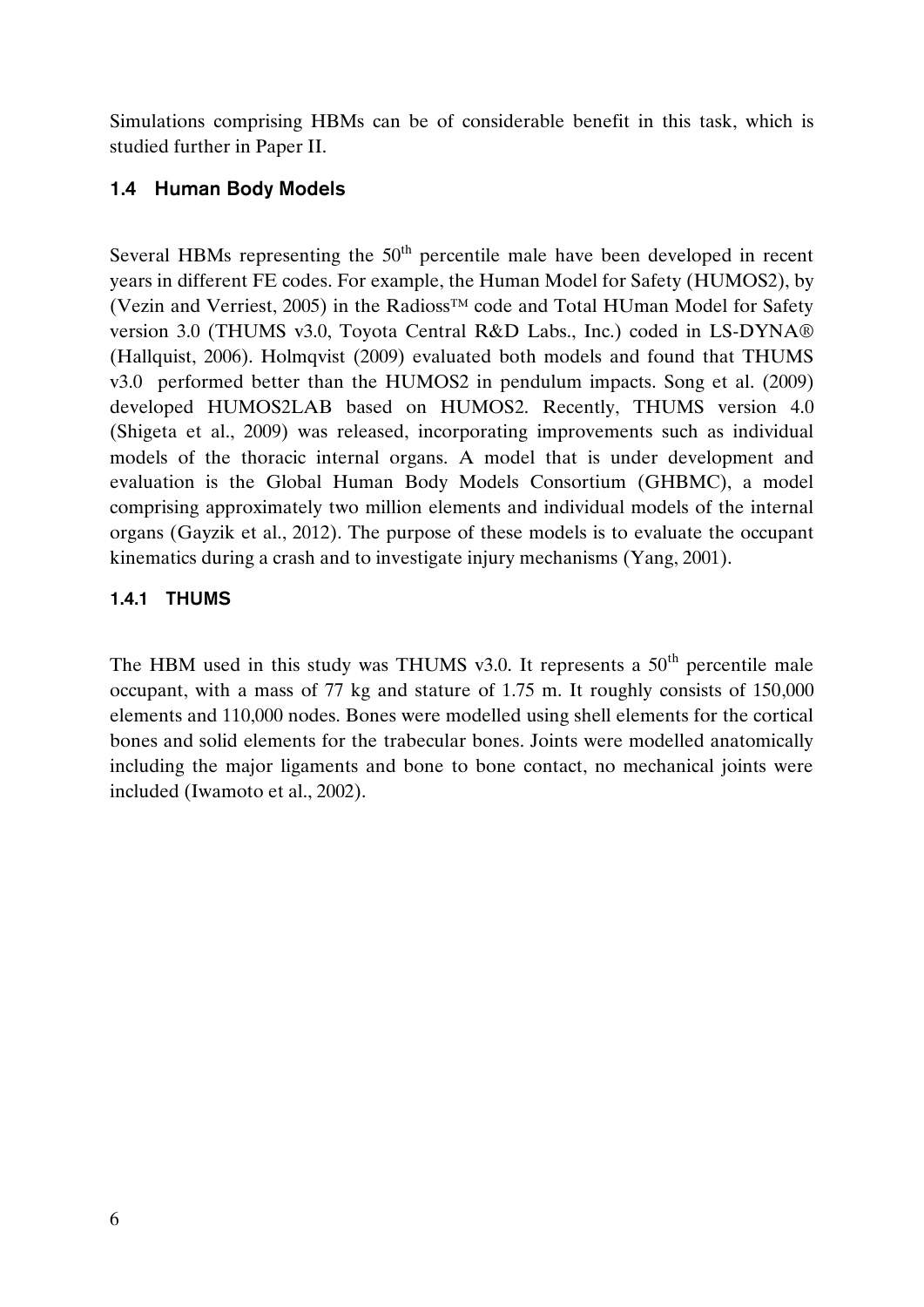Simulations comprising HBMs can be of considerable benefit in this task, which is studied further in Paper II.

## 1.4 Human Body Models

Several HBMs representing the 50$^{th}$ percentile male have been developed in recent years in different FE codes. For example, the Human Model for Safety (HUMOS2), by (Vezin and Verriest, 2005) in the Radioss™ code and Total HUman Model for Safety version 3.0 (THUMS v3.0, Toyota Central R&D Labs., Inc.) coded in LS-DYNA® (Hallquist, 2006). Holmqvist (2009) evaluated both models and found that THUMS v3.0 performed better than the HUMOS2 in pendulum impacts. Song et al. (2009) developed HUMOS2LAB based on HUMOS2. Recently, THUMS version 4.0 (Shigeta et al., 2009) was released, incorporating improvements such as individual models of the thoracic internal organs. A model that is under development and evaluation is the Global Human Body Models Consortium (GHBMC), a model comprising approximately two million elements and individual models of the internal organs (Gayzik et al., 2012). The purpose of these models is to evaluate the occupant kinematics during a crash and to investigate injury mechanisms (Yang, 2001).

### 1.4.1 THUMS

The HBM used in this study was THUMS v3.0. It represents a 50$^{th}$ percentile male occupant, with a mass of 77 kg and stature of 1.75 m. It roughly consists of 150,000 elements and 110,000 nodes. Bones were modelled using shell elements for the cortical bones and solid elements for the trabecular bones. Joints were modelled anatomically including the major ligaments and bone to bone contact, no mechanical joints were included (Iwamoto et al., 2002).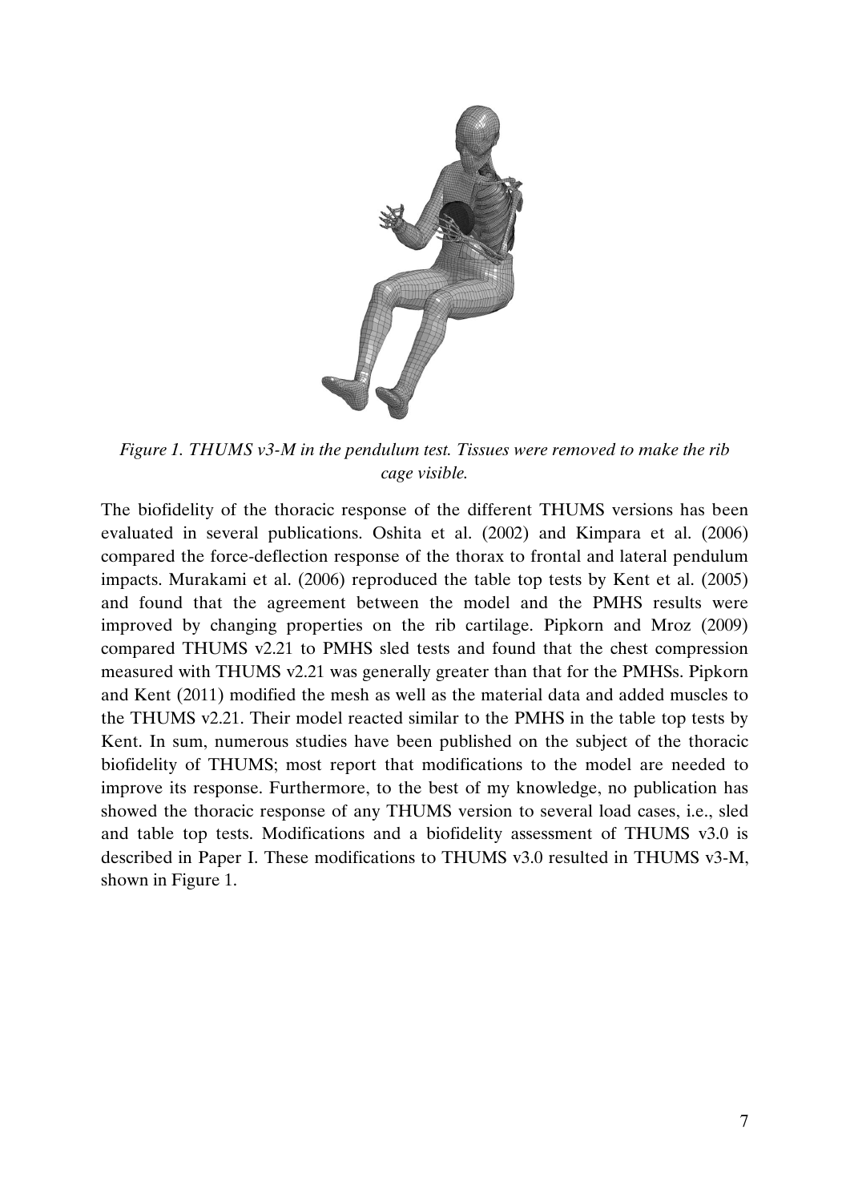*Figure 1. THUMS v3-M in the pendulum test. Tissues were removed to make the rib cage visible.*

The biofidelity of the thoracic response of the different THUMS versions has been evaluated in several publications. Oshita et al. (2002) and Kimpara et al. (2006) compared the force-deflection response of the thorax to frontal and lateral pendulum impacts. Murakami et al. (2006) reproduced the table top tests by Kent et al. (2005) and found that the agreement between the model and the PMHS results were improved by changing properties on the rib cartilage. Pipkorn and Mroz (2009) compared THUMS v2.21 to PMHS sled tests and found that the chest compression measured with THUMS v2.21 was generally greater than that for the PMHSs. Pipkorn and Kent (2011) modified the mesh as well as the material data and added muscles to the THUMS v2.21. Their model reacted similar to the PMHS in the table top tests by Kent. In sum, numerous studies have been published on the subject of the thoracic biofidelity of THUMS; most report that modifications to the model are needed to improve its response. Furthermore, to the best of my knowledge, no publication has showed the thoracic response of any THUMS version to several load cases, i.e., sled and table top tests. Modifications and a biofidelity assessment of THUMS v3.0 is described in Paper I. These modifications to THUMS v3.0 resulted in THUMS v3-M, shown in Figure 1.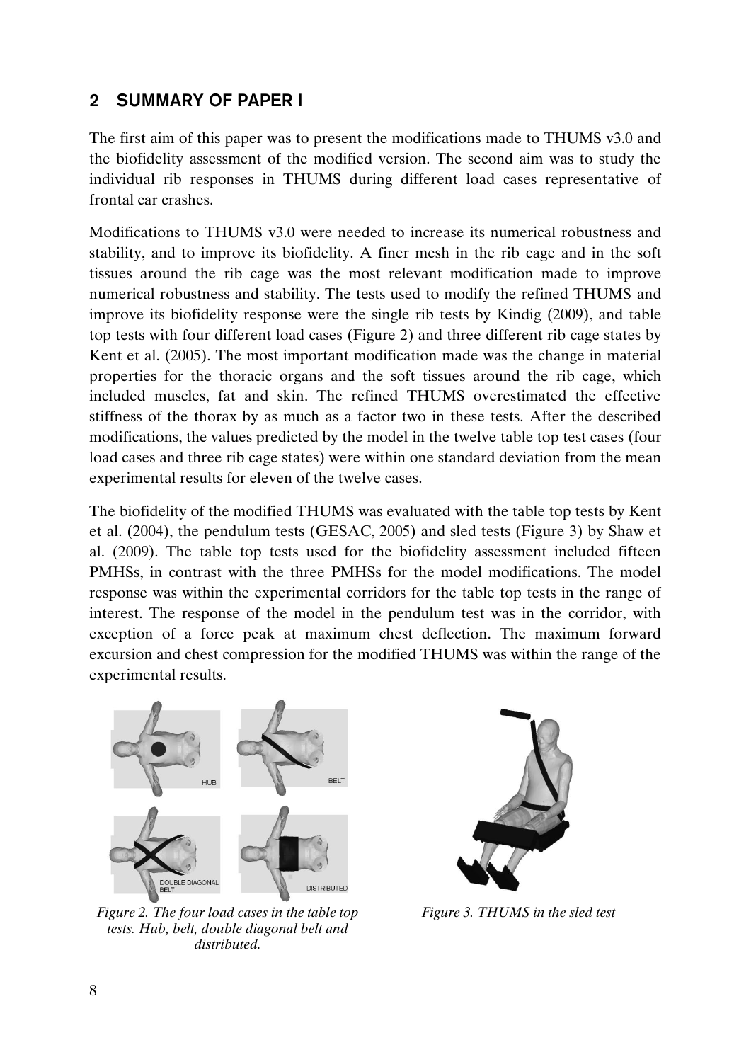## 2 SUMMARY OF PAPER I

The first aim of this paper was to present the modifications made to THUMS v3.0 and the biofidelity assessment of the modified version. The second aim was to study the individual rib responses in THUMS during different load cases representative of frontal car crashes.

Modifications to THUMS v3.0 were needed to increase its numerical robustness and stability, and to improve its biofidelity. A finer mesh in the rib cage and in the soft tissues around the rib cage was the most relevant modification made to improve numerical robustness and stability. The tests used to modify the refined THUMS and improve its biofidelity response were the single rib tests by Kindig (2009), and table top tests with four different load cases (Figure 2) and three different rib cage states by Kent et al. (2005). The most important modification made was the change in material properties for the thoracic organs and the soft tissues around the rib cage, which included muscles, fat and skin. The refined THUMS overestimated the effective stiffness of the thorax by as much as a factor two in these tests. After the described modifications, the values predicted by the model in the twelve table top test cases (four load cases and three rib cage states) were within one standard deviation from the mean experimental results for eleven of the twelve cases.

The biofidelity of the modified THUMS was evaluated with the table top tests by Kent et al. (2004), the pendulum tests (GESAC, 2005) and sled tests (Figure 3) by Shaw et al. (2009). The table top tests used for the biofidelity assessment included fifteen PMHSs, in contrast with the three PMHSs for the model modifications. The model response was within the experimental corridors for the table top tests in the range of interest. The response of the model in the pendulum test was in the corridor, with exception of a force peak at maximum chest deflection. The maximum forward excursion and chest compression for the modified THUMS was within the range of the experimental results.

*Figure 2. The four load cases in the table top tests. Hub, belt, double diagonal belt and distributed.*

*Figure 3. THUMS in the sled test*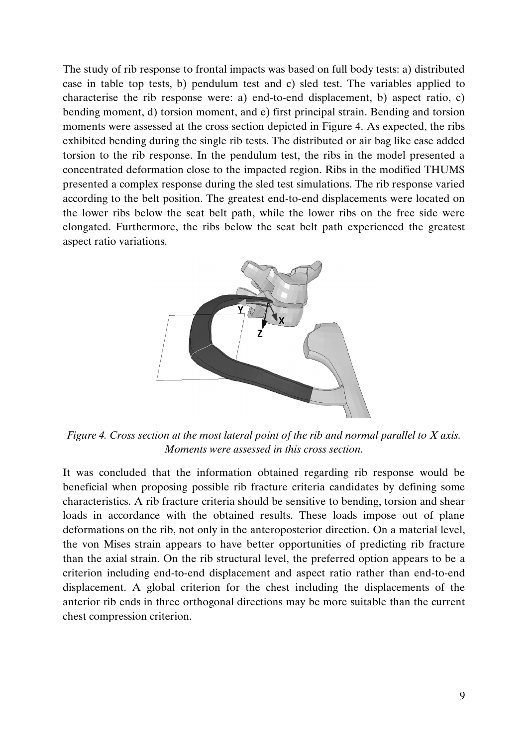The study of rib response to frontal impacts was based on full body tests: a) distributed case in table top tests, b) pendulum test and c) sled test. The variables applied to characterise the rib response were: a) end-to-end displacement, b) aspect ratio, c) bending moment, d) torsion moment, and e) first principal strain. Bending and torsion moments were assessed at the cross section depicted in Figure 4. As expected, the ribs exhibited bending during the single rib tests. The distributed or air bag like case added torsion to the rib response. In the pendulum test, the ribs in the model presented a concentrated deformation close to the impacted region. Ribs in the modified THUMS presented a complex response during the sled test simulations. The rib response varied according to the belt position. The greatest end-to-end displacements were located on the lower ribs below the seat belt path, while the lower ribs on the free side were elongated. Furthermore, the ribs below the seat belt path experienced the greatest aspect ratio variations.

*Figure 4. Cross section at the most lateral point of the rib and normal parallel to X axis. Moments were assessed in this cross section.*

It was concluded that the information obtained regarding rib response would be beneficial when proposing possible rib fracture criteria candidates by defining some characteristics. A rib fracture criteria should be sensitive to bending, torsion and shear loads in accordance with the obtained results. These loads impose out of plane deformations on the rib, not only in the anteroposterior direction. On a material level, the von Mises strain appears to have better opportunities of predicting rib fracture than the axial strain. On the rib structural level, the preferred option appears to be a criterion including end-to-end displacement and aspect ratio rather than end-to-end displacement. A global criterion for the chest including the displacements of the anterior rib ends in three orthogonal directions may be more suitable than the current chest compression criterion.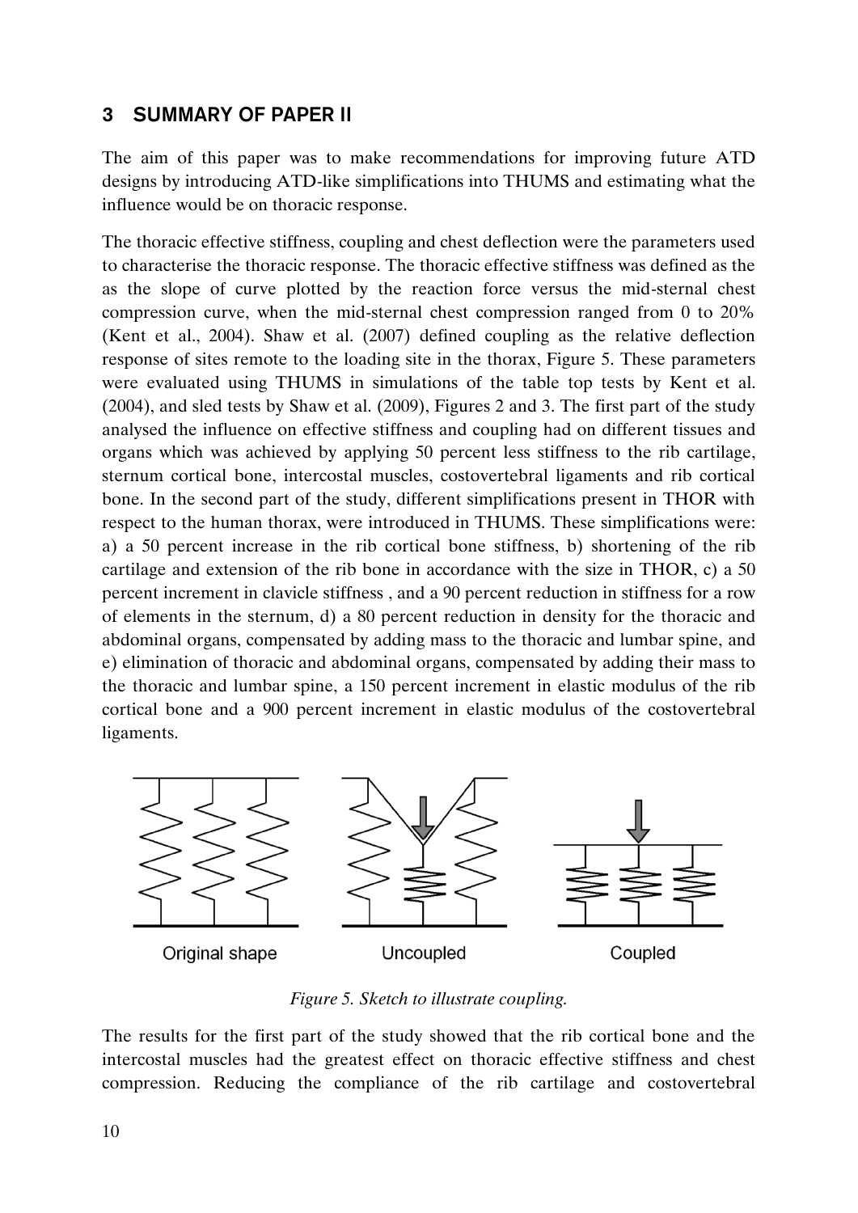## 3 SUMMARY OF PAPER II

The aim of this paper was to make recommendations for improving future ATD designs by introducing ATD-like simplifications into THUMS and estimating what the influence would be on thoracic response.

The thoracic effective stiffness, coupling and chest deflection were the parameters used to characterise the thoracic response. The thoracic effective stiffness was defined as the as the slope of curve plotted by the reaction force versus the mid-sternal chest compression curve, when the mid-sternal chest compression ranged from 0 to 20% (Kent et al., 2004). Shaw et al. (2007) defined coupling as the relative deflection response of sites remote to the loading site in the thorax, Figure 5. These parameters were evaluated using THUMS in simulations of the table top tests by Kent et al. (2004), and sled tests by Shaw et al. (2009), Figures 2 and 3. The first part of the study analysed the influence on effective stiffness and coupling had on different tissues and organs which was achieved by applying 50 percent less stiffness to the rib cartilage, sternum cortical bone, intercostal muscles, costovertebral ligaments and rib cortical bone. In the second part of the study, different simplifications present in THOR with respect to the human thorax, were introduced in THUMS. These simplifications were: a) a 50 percent increase in the rib cortical bone stiffness, b) shortening of the rib cartilage and extension of the rib bone in accordance with the size in THOR, c) a 50 percent increment in clavicle stiffness , and a 90 percent reduction in stiffness for a row of elements in the sternum, d) a 80 percent reduction in density for the thoracic and abdominal organs, compensated by adding mass to the thoracic and lumbar spine, and e) elimination of thoracic and abdominal organs, compensated by adding their mass to the thoracic and lumbar spine, a 150 percent increment in elastic modulus of the rib cortical bone and a 900 percent increment in elastic modulus of the costovertebral ligaments.

Original shape    Uncoupled    Coupled

*Figure 5. Sketch to illustrate coupling.*

The results for the first part of the study showed that the rib cortical bone and the intercostal muscles had the greatest effect on thoracic effective stiffness and chest compression. Reducing the compliance of the rib cartilage and costovertebral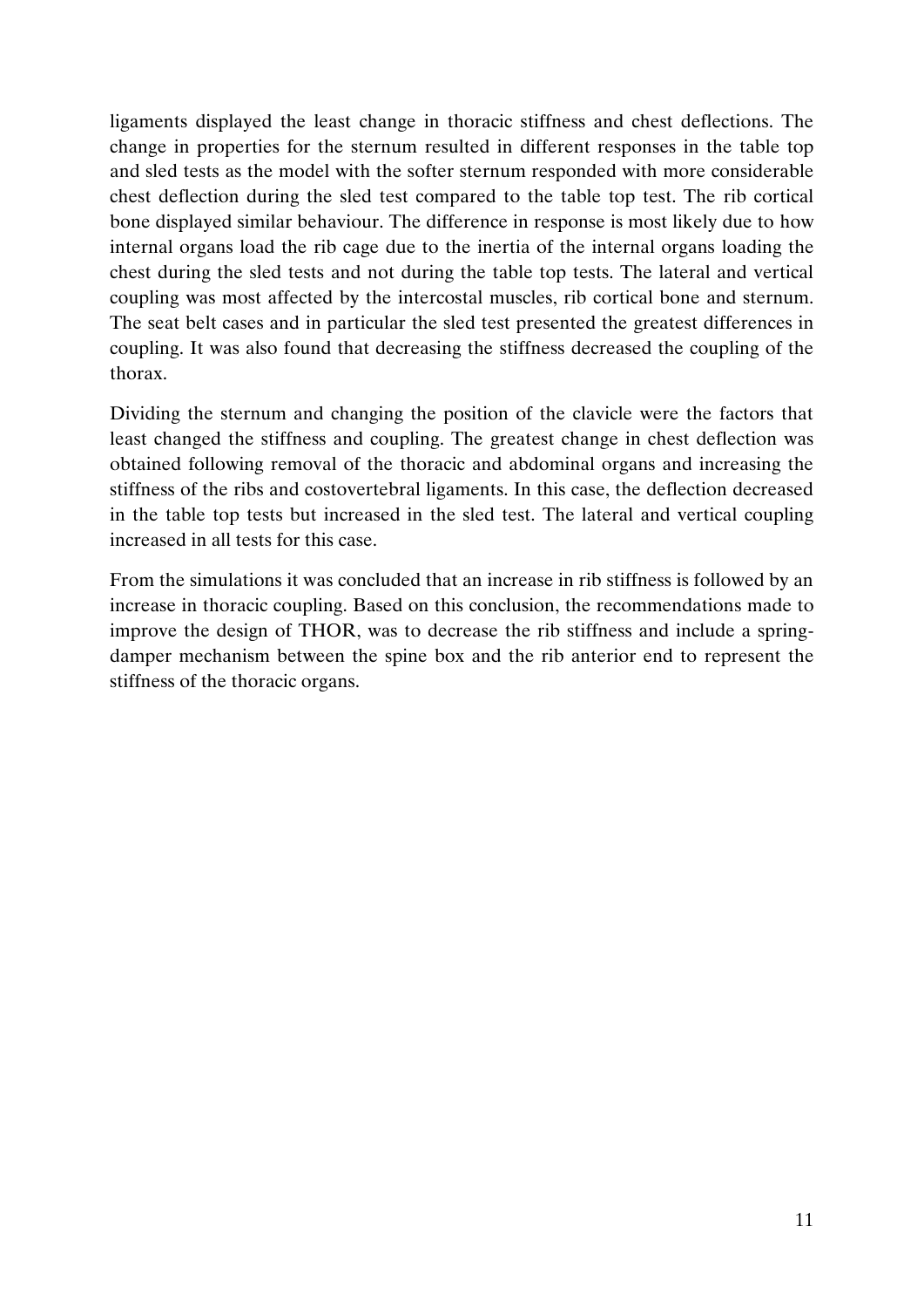ligaments displayed the least change in thoracic stiffness and chest deflections. The change in properties for the sternum resulted in different responses in the table top and sled tests as the model with the softer sternum responded with more considerable chest deflection during the sled test compared to the table top test. The rib cortical bone displayed similar behaviour. The difference in response is most likely due to how internal organs load the rib cage due to the inertia of the internal organs loading the chest during the sled tests and not during the table top tests. The lateral and vertical coupling was most affected by the intercostal muscles, rib cortical bone and sternum. The seat belt cases and in particular the sled test presented the greatest differences in coupling. It was also found that decreasing the stiffness decreased the coupling of the thorax.

Dividing the sternum and changing the position of the clavicle were the factors that least changed the stiffness and coupling. The greatest change in chest deflection was obtained following removal of the thoracic and abdominal organs and increasing the stiffness of the ribs and costovertebral ligaments. In this case, the deflection decreased in the table top tests but increased in the sled test. The lateral and vertical coupling increased in all tests for this case.

From the simulations it was concluded that an increase in rib stiffness is followed by an increase in thoracic coupling. Based on this conclusion, the recommendations made to improve the design of THOR, was to decrease the rib stiffness and include a spring-damper mechanism between the spine box and the rib anterior end to represent the stiffness of the thoracic organs.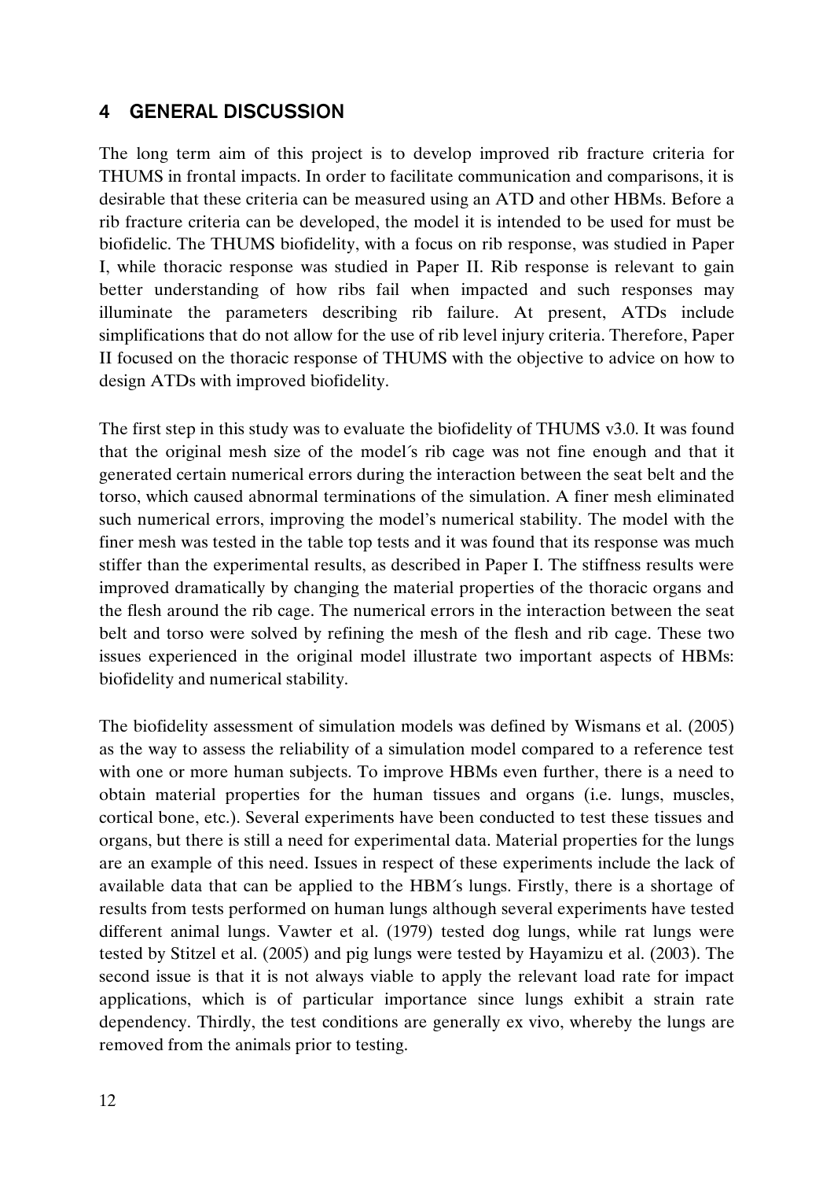# 4 GENERAL DISCUSSION

The long term aim of this project is to develop improved rib fracture criteria for THUMS in frontal impacts. In order to facilitate communication and comparisons, it is desirable that these criteria can be measured using an ATD and other HBMs. Before a rib fracture criteria can be developed, the model it is intended to be used for must be biofidelic. The THUMS biofidelity, with a focus on rib response, was studied in Paper I, while thoracic response was studied in Paper II. Rib response is relevant to gain better understanding of how ribs fail when impacted and such responses may illuminate the parameters describing rib failure. At present, ATDs include simplifications that do not allow for the use of rib level injury criteria. Therefore, Paper II focused on the thoracic response of THUMS with the objective to advice on how to design ATDs with improved biofidelity.

The first step in this study was to evaluate the biofidelity of THUMS v3.0. It was found that the original mesh size of the model´s rib cage was not fine enough and that it generated certain numerical errors during the interaction between the seat belt and the torso, which caused abnormal terminations of the simulation. A finer mesh eliminated such numerical errors, improving the model's numerical stability. The model with the finer mesh was tested in the table top tests and it was found that its response was much stiffer than the experimental results, as described in Paper I. The stiffness results were improved dramatically by changing the material properties of the thoracic organs and the flesh around the rib cage. The numerical errors in the interaction between the seat belt and torso were solved by refining the mesh of the flesh and rib cage. These two issues experienced in the original model illustrate two important aspects of HBMs: biofidelity and numerical stability.

The biofidelity assessment of simulation models was defined by Wismans et al. (2005) as the way to assess the reliability of a simulation model compared to a reference test with one or more human subjects. To improve HBMs even further, there is a need to obtain material properties for the human tissues and organs (i.e. lungs, muscles, cortical bone, etc.). Several experiments have been conducted to test these tissues and organs, but there is still a need for experimental data. Material properties for the lungs are an example of this need. Issues in respect of these experiments include the lack of available data that can be applied to the HBM´s lungs. Firstly, there is a shortage of results from tests performed on human lungs although several experiments have tested different animal lungs. Vawter et al. (1979) tested dog lungs, while rat lungs were tested by Stitzel et al. (2005) and pig lungs were tested by Hayamizu et al. (2003). The second issue is that it is not always viable to apply the relevant load rate for impact applications, which is of particular importance since lungs exhibit a strain rate dependency. Thirdly, the test conditions are generally ex vivo, whereby the lungs are removed from the animals prior to testing.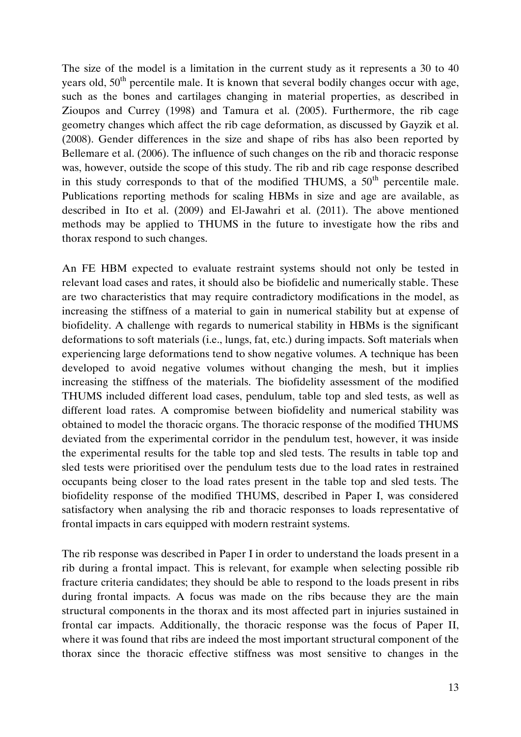The size of the model is a limitation in the current study as it represents a 30 to 40 years old, $50^{th}$ percentile male. It is known that several bodily changes occur with age, such as the bones and cartilages changing in material properties, as described in Zioupos and Currey (1998) and Tamura et al. (2005). Furthermore, the rib cage geometry changes which affect the rib cage deformation, as discussed by Gayzik et al. (2008). Gender differences in the size and shape of ribs has also been reported by Bellemare et al. (2006). The influence of such changes on the rib and thoracic response was, however, outside the scope of this study. The rib and rib cage response described in this study corresponds to that of the modified THUMS, a $50^{th}$ percentile male. Publications reporting methods for scaling HBMs in size and age are available, as described in Ito et al. (2009) and El-Jawahri et al. (2011). The above mentioned methods may be applied to THUMS in the future to investigate how the ribs and thorax respond to such changes.

An FE HBM expected to evaluate restraint systems should not only be tested in relevant load cases and rates, it should also be biofidelic and numerically stable. These are two characteristics that may require contradictory modifications in the model, as increasing the stiffness of a material to gain in numerical stability but at expense of biofidelity. A challenge with regards to numerical stability in HBMs is the significant deformations to soft materials (i.e., lungs, fat, etc.) during impacts. Soft materials when experiencing large deformations tend to show negative volumes. A technique has been developed to avoid negative volumes without changing the mesh, but it implies increasing the stiffness of the materials. The biofidelity assessment of the modified THUMS included different load cases, pendulum, table top and sled tests, as well as different load rates. A compromise between biofidelity and numerical stability was obtained to model the thoracic organs. The thoracic response of the modified THUMS deviated from the experimental corridor in the pendulum test, however, it was inside the experimental results for the table top and sled tests. The results in table top and sled tests were prioritised over the pendulum tests due to the load rates in restrained occupants being closer to the load rates present in the table top and sled tests. The biofidelity response of the modified THUMS, described in Paper I, was considered satisfactory when analysing the rib and thoracic responses to loads representative of frontal impacts in cars equipped with modern restraint systems.

The rib response was described in Paper I in order to understand the loads present in a rib during a frontal impact. This is relevant, for example when selecting possible rib fracture criteria candidates; they should be able to respond to the loads present in ribs during frontal impacts. A focus was made on the ribs because they are the main structural components in the thorax and its most affected part in injuries sustained in frontal car impacts. Additionally, the thoracic response was the focus of Paper II, where it was found that ribs are indeed the most important structural component of the thorax since the thoracic effective stiffness was most sensitive to changes in the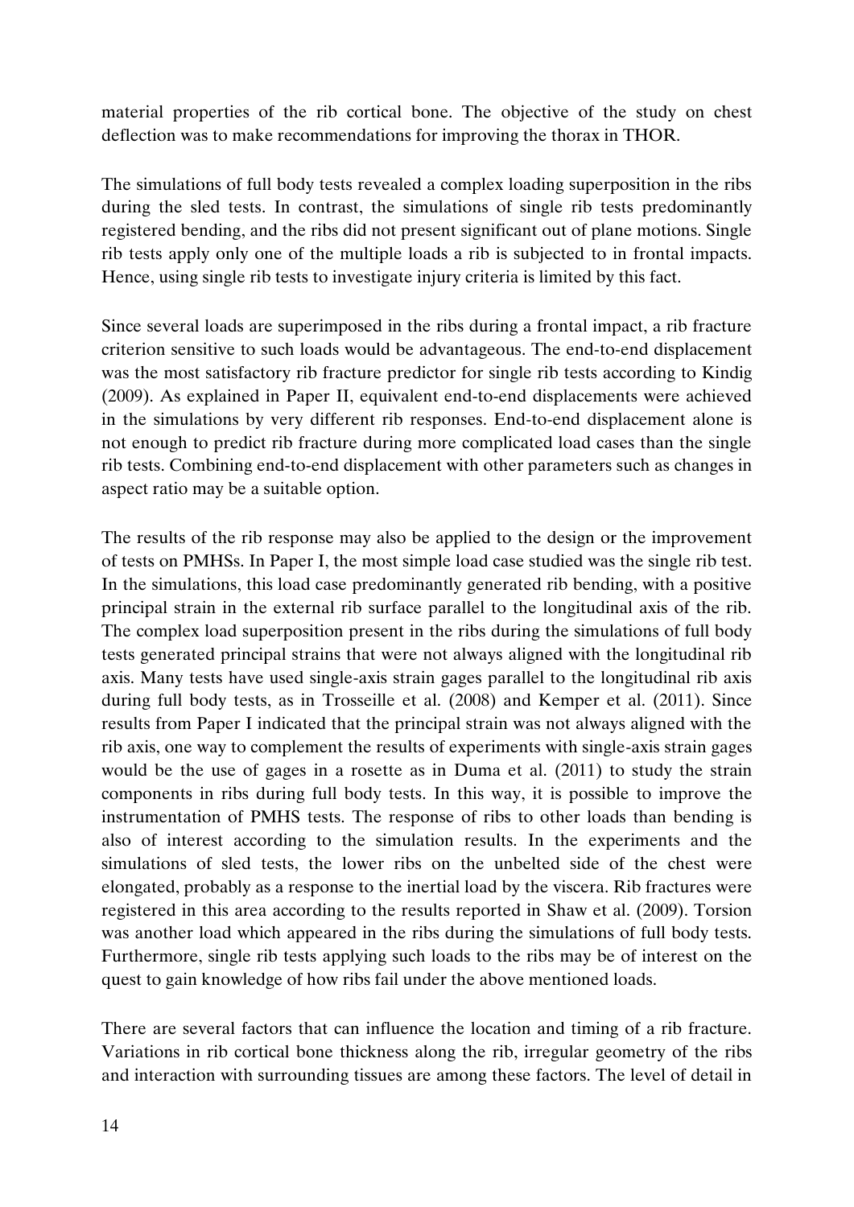material properties of the rib cortical bone. The objective of the study on chest deflection was to make recommendations for improving the thorax in THOR.

The simulations of full body tests revealed a complex loading superposition in the ribs during the sled tests. In contrast, the simulations of single rib tests predominantly registered bending, and the ribs did not present significant out of plane motions. Single rib tests apply only one of the multiple loads a rib is subjected to in frontal impacts. Hence, using single rib tests to investigate injury criteria is limited by this fact.

Since several loads are superimposed in the ribs during a frontal impact, a rib fracture criterion sensitive to such loads would be advantageous. The end-to-end displacement was the most satisfactory rib fracture predictor for single rib tests according to Kindig (2009). As explained in Paper II, equivalent end-to-end displacements were achieved in the simulations by very different rib responses. End-to-end displacement alone is not enough to predict rib fracture during more complicated load cases than the single rib tests. Combining end-to-end displacement with other parameters such as changes in aspect ratio may be a suitable option.

The results of the rib response may also be applied to the design or the improvement of tests on PMHSs. In Paper I, the most simple load case studied was the single rib test. In the simulations, this load case predominantly generated rib bending, with a positive principal strain in the external rib surface parallel to the longitudinal axis of the rib. The complex load superposition present in the ribs during the simulations of full body tests generated principal strains that were not always aligned with the longitudinal rib axis. Many tests have used single-axis strain gages parallel to the longitudinal rib axis during full body tests, as in Trosseille et al. (2008) and Kemper et al. (2011). Since results from Paper I indicated that the principal strain was not always aligned with the rib axis, one way to complement the results of experiments with single-axis strain gages would be the use of gages in a rosette as in Duma et al. (2011) to study the strain components in ribs during full body tests. In this way, it is possible to improve the instrumentation of PMHS tests. The response of ribs to other loads than bending is also of interest according to the simulation results. In the experiments and the simulations of sled tests, the lower ribs on the unbelted side of the chest were elongated, probably as a response to the inertial load by the viscera. Rib fractures were registered in this area according to the results reported in Shaw et al. (2009). Torsion was another load which appeared in the ribs during the simulations of full body tests. Furthermore, single rib tests applying such loads to the ribs may be of interest on the quest to gain knowledge of how ribs fail under the above mentioned loads.

There are several factors that can influence the location and timing of a rib fracture. Variations in rib cortical bone thickness along the rib, irregular geometry of the ribs and interaction with surrounding tissues are among these factors. The level of detail in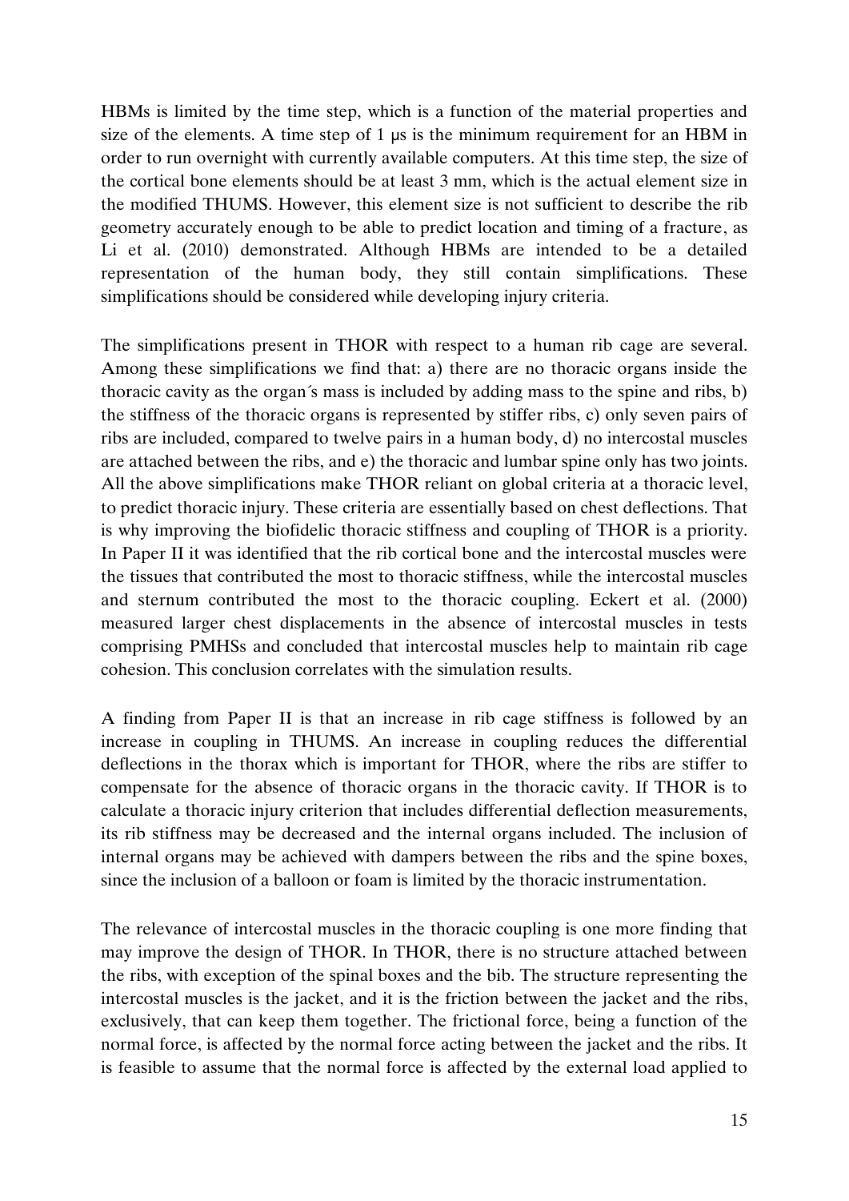HBMs is limited by the time step, which is a function of the material properties and size of the elements. A time step of 1 μs is the minimum requirement for an HBM in order to run overnight with currently available computers. At this time step, the size of the cortical bone elements should be at least 3 mm, which is the actual element size in the modified THUMS. However, this element size is not sufficient to describe the rib geometry accurately enough to be able to predict location and timing of a fracture, as Li et al. (2010) demonstrated. Although HBMs are intended to be a detailed representation of the human body, they still contain simplifications. These simplifications should be considered while developing injury criteria.

The simplifications present in THOR with respect to a human rib cage are several. Among these simplifications we find that: a) there are no thoracic organs inside the thoracic cavity as the organ´s mass is included by adding mass to the spine and ribs, b) the stiffness of the thoracic organs is represented by stiffer ribs, c) only seven pairs of ribs are included, compared to twelve pairs in a human body, d) no intercostal muscles are attached between the ribs, and e) the thoracic and lumbar spine only has two joints. All the above simplifications make THOR reliant on global criteria at a thoracic level, to predict thoracic injury. These criteria are essentially based on chest deflections. That is why improving the biofidelic thoracic stiffness and coupling of THOR is a priority. In Paper II it was identified that the rib cortical bone and the intercostal muscles were the tissues that contributed the most to thoracic stiffness, while the intercostal muscles and sternum contributed the most to the thoracic coupling. Eckert et al. (2000) measured larger chest displacements in the absence of intercostal muscles in tests comprising PMHSs and concluded that intercostal muscles help to maintain rib cage cohesion. This conclusion correlates with the simulation results.

A finding from Paper II is that an increase in rib cage stiffness is followed by an increase in coupling in THUMS. An increase in coupling reduces the differential deflections in the thorax which is important for THOR, where the ribs are stiffer to compensate for the absence of thoracic organs in the thoracic cavity. If THOR is to calculate a thoracic injury criterion that includes differential deflection measurements, its rib stiffness may be decreased and the internal organs included. The inclusion of internal organs may be achieved with dampers between the ribs and the spine boxes, since the inclusion of a balloon or foam is limited by the thoracic instrumentation.

The relevance of intercostal muscles in the thoracic coupling is one more finding that may improve the design of THOR. In THOR, there is no structure attached between the ribs, with exception of the spinal boxes and the bib. The structure representing the intercostal muscles is the jacket, and it is the friction between the jacket and the ribs, exclusively, that can keep them together. The frictional force, being a function of the normal force, is affected by the normal force acting between the jacket and the ribs. It is feasible to assume that the normal force is affected by the external load applied to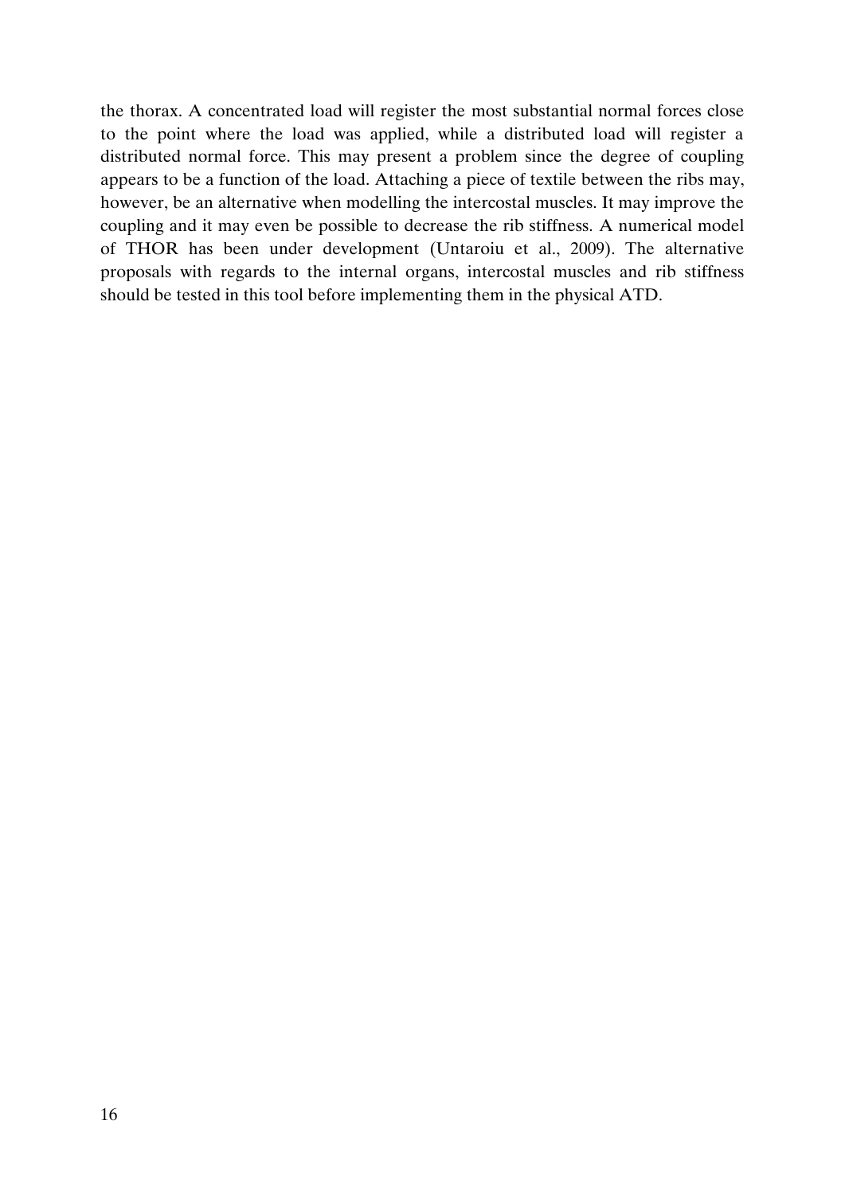the thorax. A concentrated load will register the most substantial normal forces close to the point where the load was applied, while a distributed load will register a distributed normal force. This may present a problem since the degree of coupling appears to be a function of the load. Attaching a piece of textile between the ribs may, however, be an alternative when modelling the intercostal muscles. It may improve the coupling and it may even be possible to decrease the rib stiffness. A numerical model of THOR has been under development (Untaroiu et al., 2009). The alternative proposals with regards to the internal organs, intercostal muscles and rib stiffness should be tested in this tool before implementing them in the physical ATD.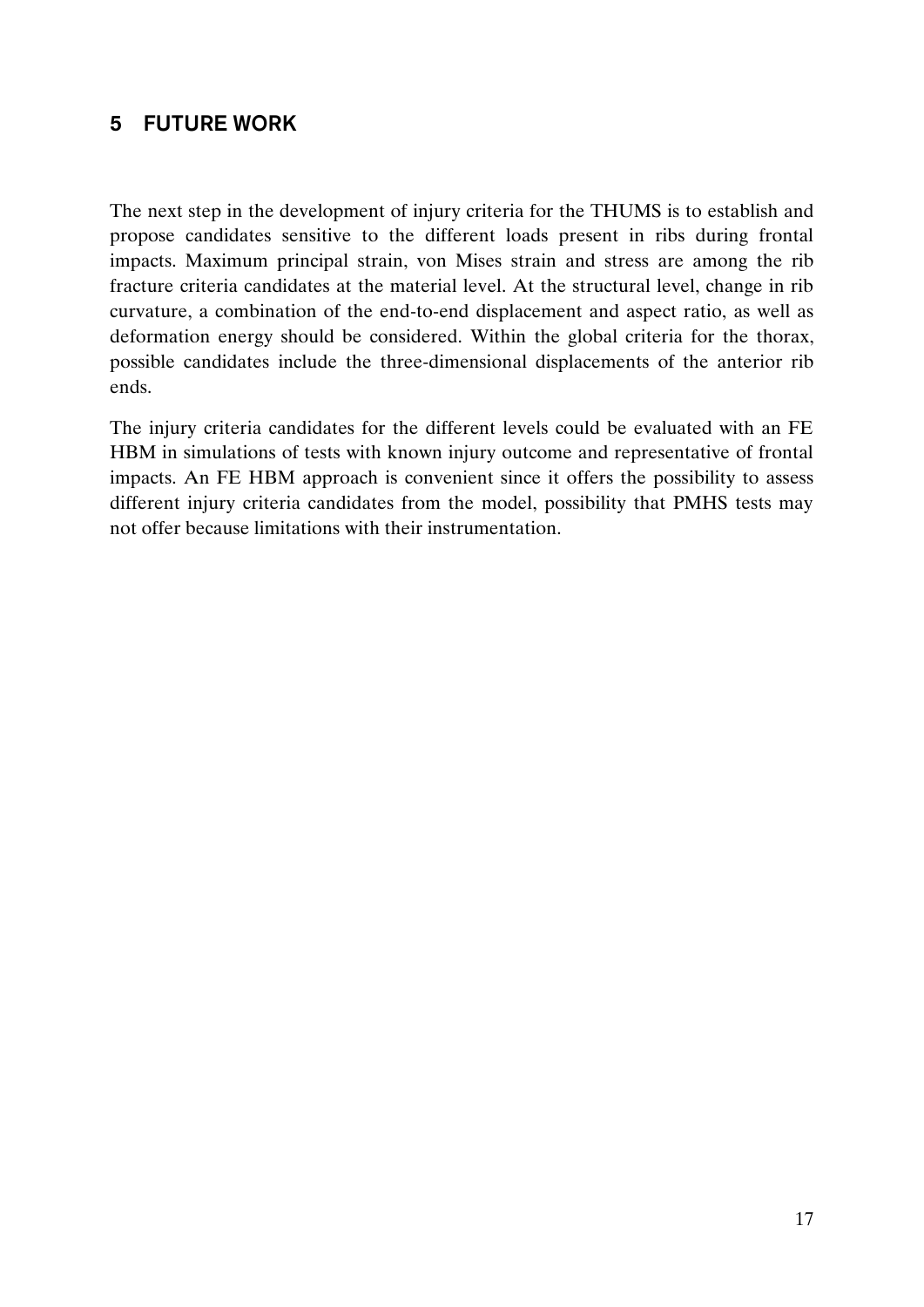# 5 FUTURE WORK

The next step in the development of injury criteria for the THUMS is to establish and propose candidates sensitive to the different loads present in ribs during frontal impacts. Maximum principal strain, von Mises strain and stress are among the rib fracture criteria candidates at the material level. At the structural level, change in rib curvature, a combination of the end-to-end displacement and aspect ratio, as well as deformation energy should be considered. Within the global criteria for the thorax, possible candidates include the three-dimensional displacements of the anterior rib ends.

The injury criteria candidates for the different levels could be evaluated with an FE HBM in simulations of tests with known injury outcome and representative of frontal impacts. An FE HBM approach is convenient since it offers the possibility to assess different injury criteria candidates from the model, possibility that PMHS tests may not offer because limitations with their instrumentation.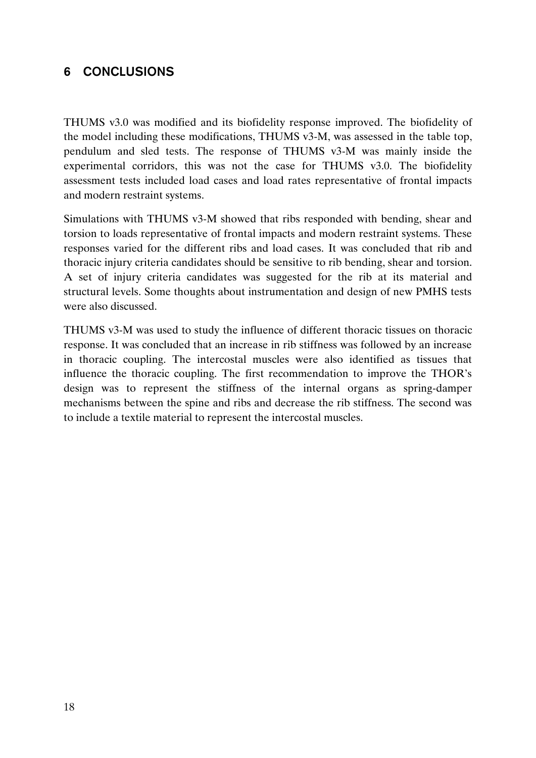## 6 CONCLUSIONS

THUMS v3.0 was modified and its biofidelity response improved. The biofidelity of the model including these modifications, THUMS v3-M, was assessed in the table top, pendulum and sled tests. The response of THUMS v3-M was mainly inside the experimental corridors, this was not the case for THUMS v3.0. The biofidelity assessment tests included load cases and load rates representative of frontal impacts and modern restraint systems.

Simulations with THUMS v3-M showed that ribs responded with bending, shear and torsion to loads representative of frontal impacts and modern restraint systems. These responses varied for the different ribs and load cases. It was concluded that rib and thoracic injury criteria candidates should be sensitive to rib bending, shear and torsion. A set of injury criteria candidates was suggested for the rib at its material and structural levels. Some thoughts about instrumentation and design of new PMHS tests were also discussed.

THUMS v3-M was used to study the influence of different thoracic tissues on thoracic response. It was concluded that an increase in rib stiffness was followed by an increase in thoracic coupling. The intercostal muscles were also identified as tissues that influence the thoracic coupling. The first recommendation to improve the THOR's design was to represent the stiffness of the internal organs as spring-damper mechanisms between the spine and ribs and decrease the rib stiffness. The second was to include a textile material to represent the intercostal muscles.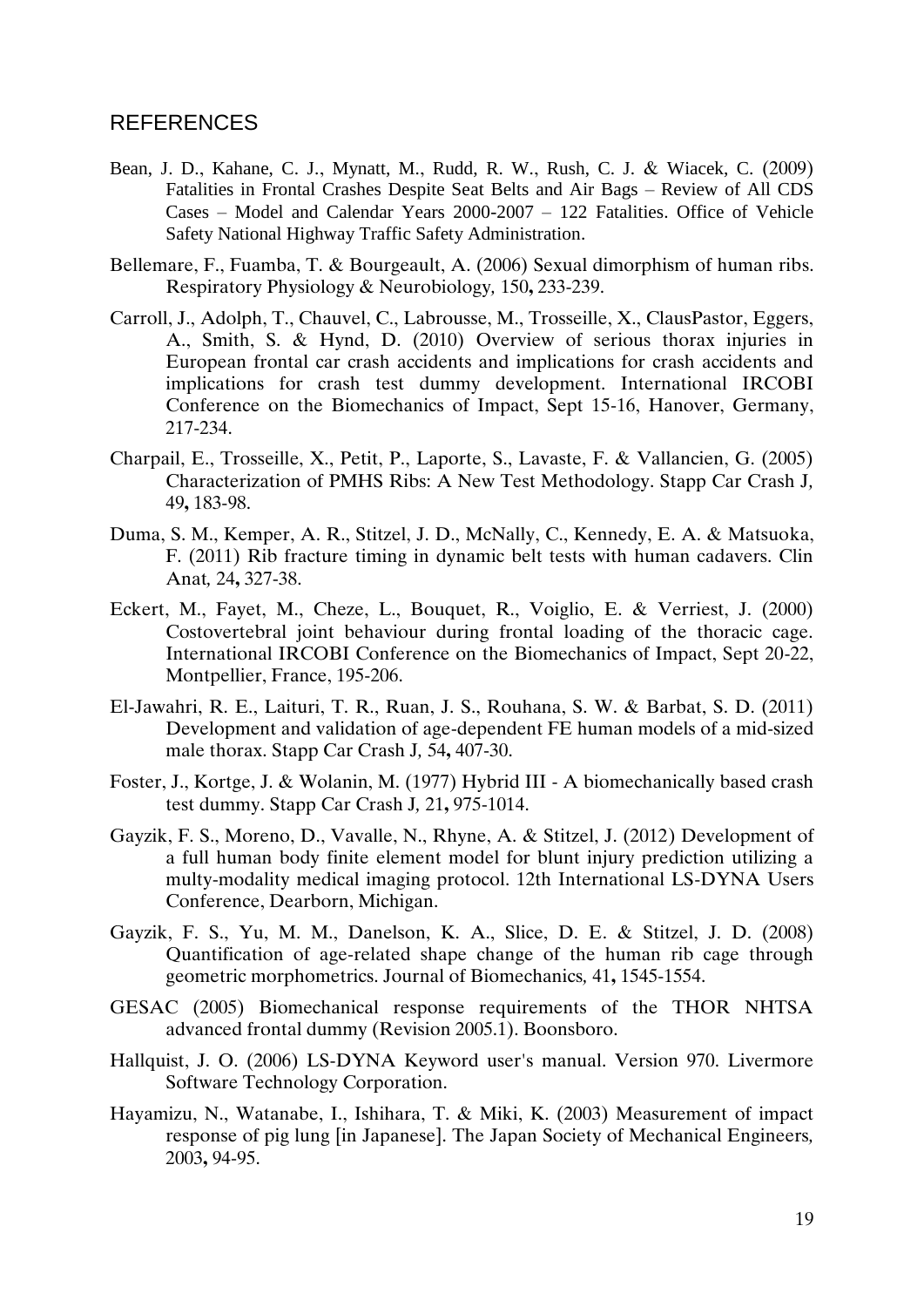## REFERENCES

Bean, J. D., Kahane, C. J., Mynatt, M., Rudd, R. W., Rush, C. J. & Wiacek, C. (2009) Fatalities in Frontal Crashes Despite Seat Belts and Air Bags – Review of All CDS Cases – Model and Calendar Years 2000-2007 – 122 Fatalities. Office of Vehicle Safety National Highway Traffic Safety Administration.

Bellemare, F., Fuamba, T. & Bourgeault, A. (2006) Sexual dimorphism of human ribs. Respiratory Physiology & Neurobiology*,* 150**,** 233-239.

Carroll, J., Adolph, T., Chauvel, C., Labrousse, M., Trosseille, X., ClausPastor, Eggers, A., Smith, S. & Hynd, D. (2010) Overview of serious thorax injuries in European frontal car crash accidents and implications for crash accidents and implications for crash test dummy development. International IRCOBI Conference on the Biomechanics of Impact, Sept 15-16, Hanover, Germany, 217-234.

Charpail, E., Trosseille, X., Petit, P., Laporte, S., Lavaste, F. & Vallancien, G. (2005) Characterization of PMHS Ribs: A New Test Methodology. Stapp Car Crash J*,* 49**,** 183-98.

Duma, S. M., Kemper, A. R., Stitzel, J. D., McNally, C., Kennedy, E. A. & Matsuoka, F. (2011) Rib fracture timing in dynamic belt tests with human cadavers. Clin Anat*,* 24**,** 327-38.

Eckert, M., Fayet, M., Cheze, L., Bouquet, R., Voiglio, E. & Verriest, J. (2000) Costovertebral joint behaviour during frontal loading of the thoracic cage. International IRCOBI Conference on the Biomechanics of Impact, Sept 20-22, Montpellier, France, 195-206.

El-Jawahri, R. E., Laituri, T. R., Ruan, J. S., Rouhana, S. W. & Barbat, S. D. (2011) Development and validation of age-dependent FE human models of a mid-sized male thorax. Stapp Car Crash J*,* 54**,** 407-30.

Foster, J., Kortge, J. & Wolanin, M. (1977) Hybrid III - A biomechanically based crash test dummy. Stapp Car Crash J*,* 21**,** 975-1014.

Gayzik, F. S., Moreno, D., Vavalle, N., Rhyne, A. & Stitzel, J. (2012) Development of a full human body finite element model for blunt injury prediction utilizing a multy-modality medical imaging protocol. 12th International LS-DYNA Users Conference, Dearborn, Michigan.

Gayzik, F. S., Yu, M. M., Danelson, K. A., Slice, D. E. & Stitzel, J. D. (2008) Quantification of age-related shape change of the human rib cage through geometric morphometrics. Journal of Biomechanics*,* 41**,** 1545-1554.

GESAC (2005) Biomechanical response requirements of the THOR NHTSA advanced frontal dummy (Revision 2005.1). Boonsboro.

Hallquist, J. O. (2006) LS-DYNA Keyword user's manual. Version 970. Livermore Software Technology Corporation.

Hayamizu, N., Watanabe, I., Ishihara, T. & Miki, K. (2003) Measurement of impact response of pig lung [in Japanese]. The Japan Society of Mechanical Engineers*,* 2003**,** 94-95.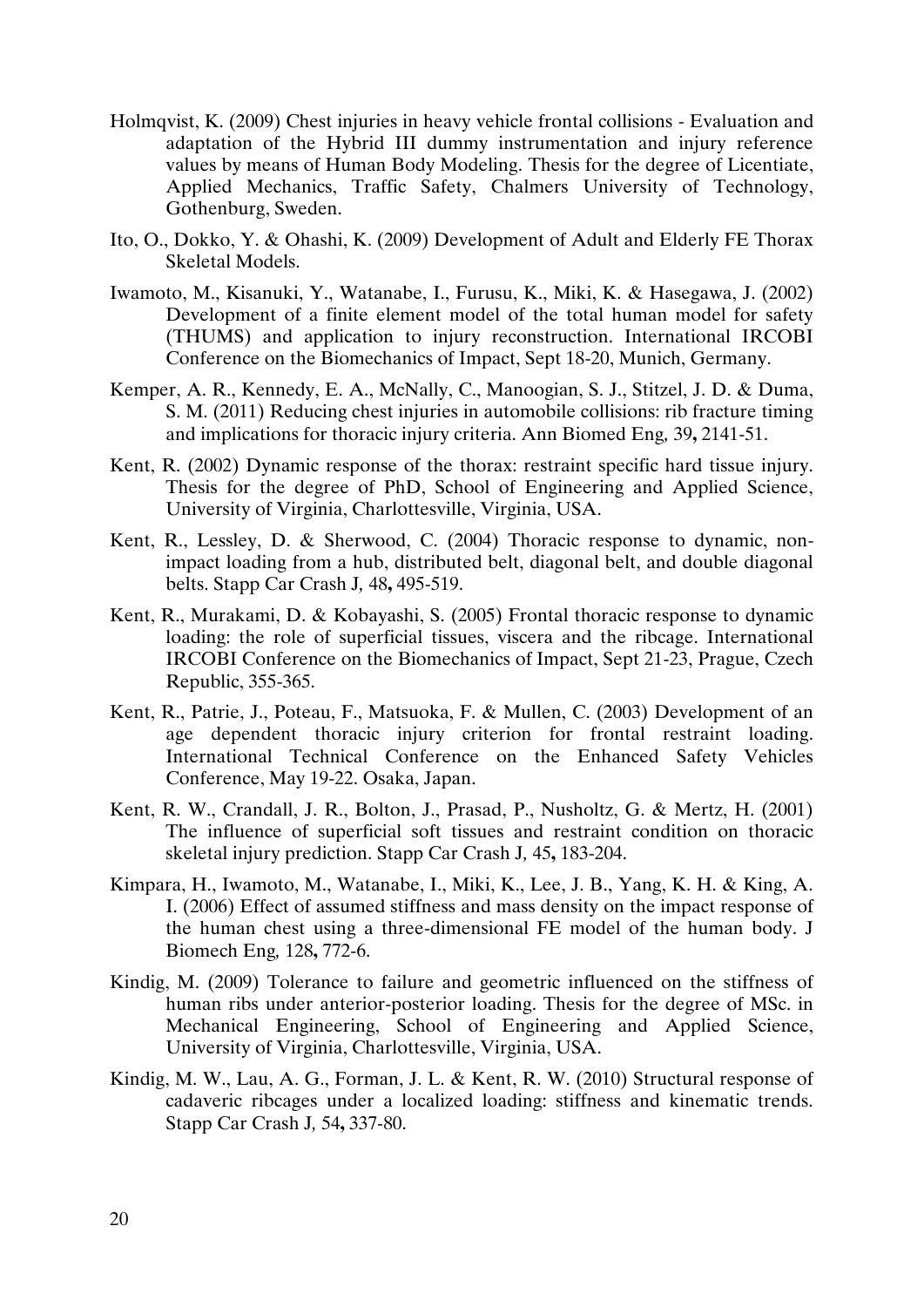Holmqvist, K. (2009) Chest injuries in heavy vehicle frontal collisions - Evaluation and adaptation of the Hybrid III dummy instrumentation and injury reference values by means of Human Body Modeling. Thesis for the degree of Licentiate, Applied Mechanics, Traffic Safety, Chalmers University of Technology, Gothenburg, Sweden.

Ito, O., Dokko, Y. & Ohashi, K. (2009) Development of Adult and Elderly FE Thorax Skeletal Models.

Iwamoto, M., Kisanuki, Y., Watanabe, I., Furusu, K., Miki, K. & Hasegawa, J. (2002) Development of a finite element model of the total human model for safety (THUMS) and application to injury reconstruction. International IRCOBI Conference on the Biomechanics of Impact, Sept 18-20, Munich, Germany.

Kemper, A. R., Kennedy, E. A., McNally, C., Manoogian, S. J., Stitzel, J. D. & Duma, S. M. (2011) Reducing chest injuries in automobile collisions: rib fracture timing and implications for thoracic injury criteria. *Ann Biomed Eng,* 39**,** 2141-51.

Kent, R. (2002) Dynamic response of the thorax: restraint specific hard tissue injury. Thesis for the degree of PhD, School of Engineering and Applied Science, University of Virginia, Charlottesville, Virginia, USA.

Kent, R., Lessley, D. & Sherwood, C. (2004) Thoracic response to dynamic, non-impact loading from a hub, distributed belt, diagonal belt, and double diagonal belts. *Stapp Car Crash J,* 48**,** 495-519.

Kent, R., Murakami, D. & Kobayashi, S. (2005) Frontal thoracic response to dynamic loading: the role of superficial tissues, viscera and the ribcage. International IRCOBI Conference on the Biomechanics of Impact, Sept 21-23, Prague, Czech Republic, 355-365.

Kent, R., Patrie, J., Poteau, F., Matsuoka, F. & Mullen, C. (2003) Development of an age dependent thoracic injury criterion for frontal restraint loading. International Technical Conference on the Enhanced Safety Vehicles Conference, May 19-22. Osaka, Japan.

Kent, R. W., Crandall, J. R., Bolton, J., Prasad, P., Nusholtz, G. & Mertz, H. (2001) The influence of superficial soft tissues and restraint condition on thoracic skeletal injury prediction. *Stapp Car Crash J,* 45**,** 183-204.

Kimpara, H., Iwamoto, M., Watanabe, I., Miki, K., Lee, J. B., Yang, K. H. & King, A. I. (2006) Effect of assumed stiffness and mass density on the impact response of the human chest using a three-dimensional FE model of the human body. *J Biomech Eng,* 128**,** 772-6.

Kindig, M. (2009) Tolerance to failure and geometric influenced on the stiffness of human ribs under anterior-posterior loading. Thesis for the degree of MSc. in Mechanical Engineering, School of Engineering and Applied Science, University of Virginia, Charlottesville, Virginia, USA.

Kindig, M. W., Lau, A. G., Forman, J. L. & Kent, R. W. (2010) Structural response of cadaveric ribcages under a localized loading: stiffness and kinematic trends. *Stapp Car Crash J,* 54**,** 337-80.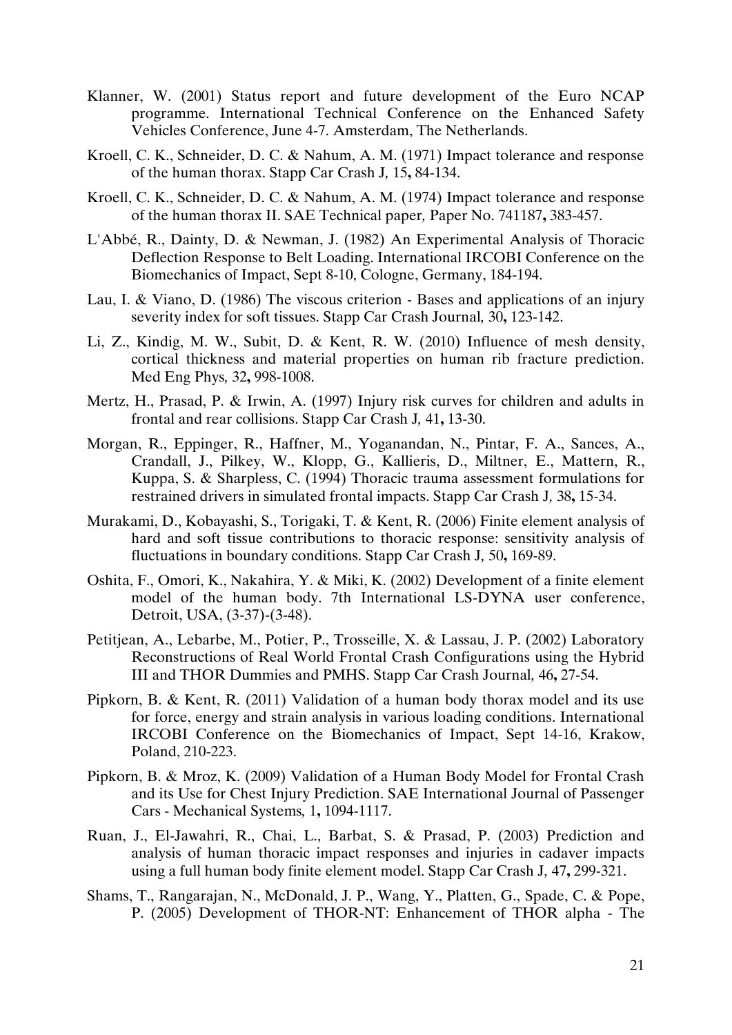Klanner, W. (2001) Status report and future development of the Euro NCAP programme. International Technical Conference on the Enhanced Safety Vehicles Conference, June 4-7. Amsterdam, The Netherlands.

Kroell, C. K., Schneider, D. C. & Nahum, A. M. (1971) Impact tolerance and response of the human thorax. Stapp Car Crash J*,* 15**,** 84-134.

Kroell, C. K., Schneider, D. C. & Nahum, A. M. (1974) Impact tolerance and response of the human thorax II. SAE Technical paper*,* Paper No. 741187**,** 383-457.

L'Abbé, R., Dainty, D. & Newman, J. (1982) An Experimental Analysis of Thoracic Deflection Response to Belt Loading. International IRCOBI Conference on the Biomechanics of Impact, Sept 8-10, Cologne, Germany, 184-194.

Lau, I. & Viano, D. (1986) The viscous criterion - Bases and applications of an injury severity index for soft tissues. Stapp Car Crash Journal*,* 30**,** 123-142.

Li, Z., Kindig, M. W., Subit, D. & Kent, R. W. (2010) Influence of mesh density, cortical thickness and material properties on human rib fracture prediction. Med Eng Phys*,* 32**,** 998-1008.

Mertz, H., Prasad, P. & Irwin, A. (1997) Injury risk curves for children and adults in frontal and rear collisions. Stapp Car Crash J*,* 41**,** 13-30.

Morgan, R., Eppinger, R., Haffner, M., Yoganandan, N., Pintar, F. A., Sances, A., Crandall, J., Pilkey, W., Klopp, G., Kallieris, D., Miltner, E., Mattern, R., Kuppa, S. & Sharpless, C. (1994) Thoracic trauma assessment formulations for restrained drivers in simulated frontal impacts. Stapp Car Crash J*,* 38**,** 15-34.

Murakami, D., Kobayashi, S., Torigaki, T. & Kent, R. (2006) Finite element analysis of hard and soft tissue contributions to thoracic response: sensitivity analysis of fluctuations in boundary conditions. Stapp Car Crash J*,* 50**,** 169-89.

Oshita, F., Omori, K., Nakahira, Y. & Miki, K. (2002) Development of a finite element model of the human body. 7th International LS-DYNA user conference, Detroit, USA, (3-37)-(3-48).

Petitjean, A., Lebarbe, M., Potier, P., Trosseille, X. & Lassau, J. P. (2002) Laboratory Reconstructions of Real World Frontal Crash Configurations using the Hybrid III and THOR Dummies and PMHS. Stapp Car Crash Journal*,* 46**,** 27-54.

Pipkorn, B. & Kent, R. (2011) Validation of a human body thorax model and its use for force, energy and strain analysis in various loading conditions. International IRCOBI Conference on the Biomechanics of Impact, Sept 14-16, Krakow, Poland, 210-223.

Pipkorn, B. & Mroz, K. (2009) Validation of a Human Body Model for Frontal Crash and its Use for Chest Injury Prediction. SAE International Journal of Passenger Cars - Mechanical Systems*,* 1**,** 1094-1117.

Ruan, J., El-Jawahri, R., Chai, L., Barbat, S. & Prasad, P. (2003) Prediction and analysis of human thoracic impact responses and injuries in cadaver impacts using a full human body finite element model. Stapp Car Crash J*,* 47**,** 299-321.

Shams, T., Rangarajan, N., McDonald, J. P., Wang, Y., Platten, G., Spade, C. & Pope, P. (2005) Development of THOR-NT: Enhancement of THOR alpha - The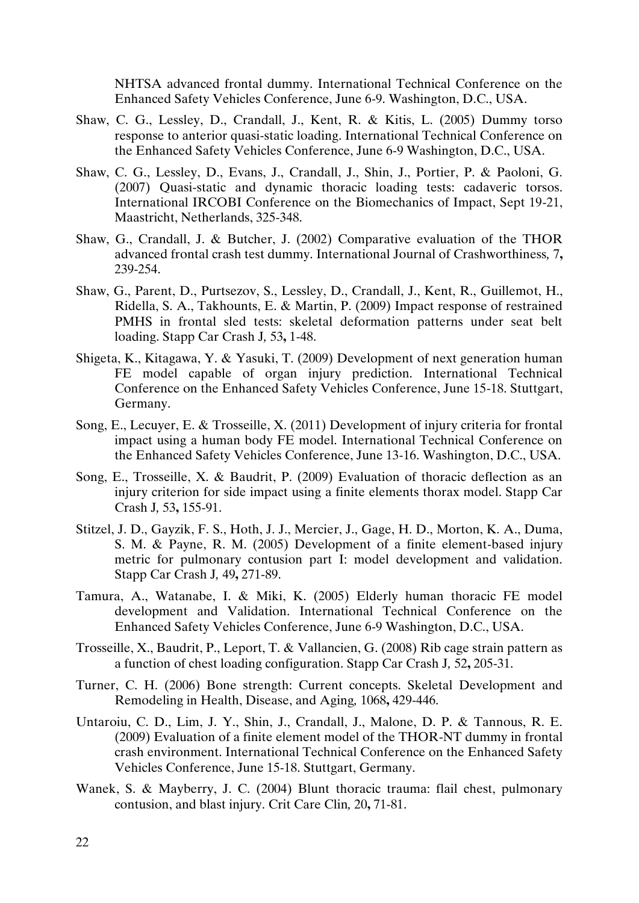NHTSA advanced frontal dummy. International Technical Conference on the Enhanced Safety Vehicles Conference, June 6-9. Washington, D.C., USA.

Shaw, C. G., Lessley, D., Crandall, J., Kent, R. & Kitis, L. (2005) Dummy torso response to anterior quasi-static loading. International Technical Conference on the Enhanced Safety Vehicles Conference, June 6-9 Washington, D.C., USA.

Shaw, C. G., Lessley, D., Evans, J., Crandall, J., Shin, J., Portier, P. & Paoloni, G. (2007) Quasi-static and dynamic thoracic loading tests: cadaveric torsos. International IRCOBI Conference on the Biomechanics of Impact, Sept 19-21, Maastricht, Netherlands, 325-348.

Shaw, G., Crandall, J. & Butcher, J. (2002) Comparative evaluation of the THOR advanced frontal crash test dummy. International Journal of Crashworthiness*,* 7**,** 239-254.

Shaw, G., Parent, D., Purtsezov, S., Lessley, D., Crandall, J., Kent, R., Guillemot, H., Ridella, S. A., Takhounts, E. & Martin, P. (2009) Impact response of restrained PMHS in frontal sled tests: skeletal deformation patterns under seat belt loading. Stapp Car Crash J*,* 53**,** 1-48.

Shigeta, K., Kitagawa, Y. & Yasuki, T. (2009) Development of next generation human FE model capable of organ injury prediction. International Technical Conference on the Enhanced Safety Vehicles Conference, June 15-18. Stuttgart, Germany.

Song, E., Lecuyer, E. & Trosseille, X. (2011) Development of injury criteria for frontal impact using a human body FE model. International Technical Conference on the Enhanced Safety Vehicles Conference, June 13-16. Washington, D.C., USA.

Song, E., Trosseille, X. & Baudrit, P. (2009) Evaluation of thoracic deflection as an injury criterion for side impact using a finite elements thorax model. Stapp Car Crash J*,* 53**,** 155-91.

Stitzel, J. D., Gayzik, F. S., Hoth, J. J., Mercier, J., Gage, H. D., Morton, K. A., Duma, S. M. & Payne, R. M. (2005) Development of a finite element-based injury metric for pulmonary contusion part I: model development and validation. Stapp Car Crash J*,* 49**,** 271-89.

Tamura, A., Watanabe, I. & Miki, K. (2005) Elderly human thoracic FE model development and Validation. International Technical Conference on the Enhanced Safety Vehicles Conference, June 6-9 Washington, D.C., USA.

Trosseille, X., Baudrit, P., Leport, T. & Vallancien, G. (2008) Rib cage strain pattern as a function of chest loading configuration. Stapp Car Crash J*,* 52**,** 205-31.

Turner, C. H. (2006) Bone strength: Current concepts. Skeletal Development and Remodeling in Health, Disease, and Aging*,* 1068**,** 429-446.

Untaroiu, C. D., Lim, J. Y., Shin, J., Crandall, J., Malone, D. P. & Tannous, R. E. (2009) Evaluation of a finite element model of the THOR-NT dummy in frontal crash environment. International Technical Conference on the Enhanced Safety Vehicles Conference, June 15-18. Stuttgart, Germany.

Wanek, S. & Mayberry, J. C. (2004) Blunt thoracic trauma: flail chest, pulmonary contusion, and blast injury. Crit Care Clin*,* 20**,** 71-81.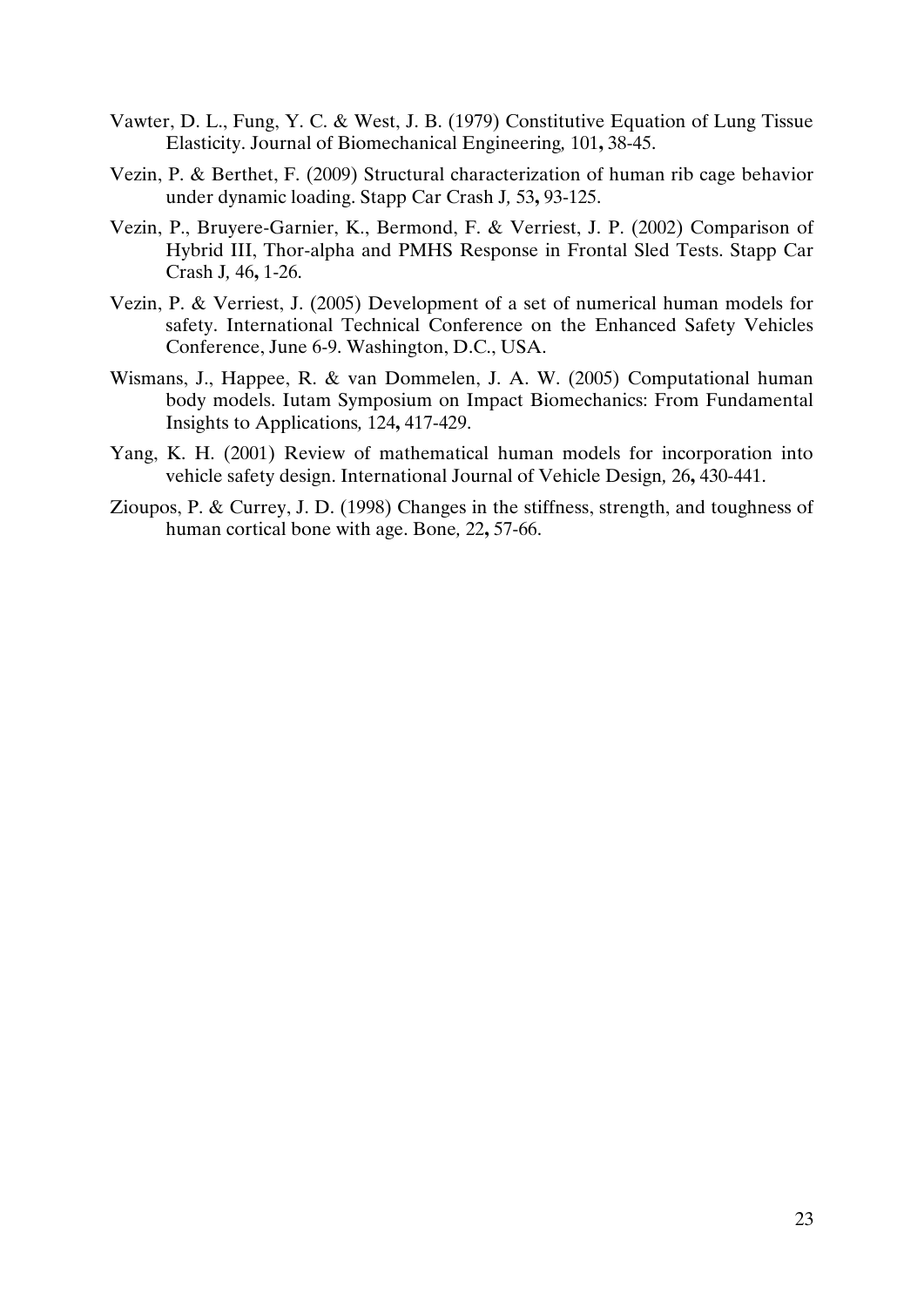Vawter, D. L., Fung, Y. C. & West, J. B. (1979) Constitutive Equation of Lung Tissue Elasticity. Journal of Biomechanical Engineering*,* 101**,** 38-45.

Vezin, P. & Berthet, F. (2009) Structural characterization of human rib cage behavior under dynamic loading. Stapp Car Crash J*,* 53**,** 93-125.

Vezin, P., Bruyere-Garnier, K., Bermond, F. & Verriest, J. P. (2002) Comparison of Hybrid III, Thor-alpha and PMHS Response in Frontal Sled Tests. Stapp Car Crash J*,* 46**,** 1-26.

Vezin, P. & Verriest, J. (2005) Development of a set of numerical human models for safety. International Technical Conference on the Enhanced Safety Vehicles Conference, June 6-9. Washington, D.C., USA.

Wismans, J., Happee, R. & van Dommelen, J. A. W. (2005) Computational human body models. Iutam Symposium on Impact Biomechanics: From Fundamental Insights to Applications*,* 124**,** 417-429.

Yang, K. H. (2001) Review of mathematical human models for incorporation into vehicle safety design. International Journal of Vehicle Design*,* 26**,** 430-441.

Zioupos, P. & Currey, J. D. (1998) Changes in the stiffness, strength, and toughness of human cortical bone with age. Bone*,* 22**,** 57-66.